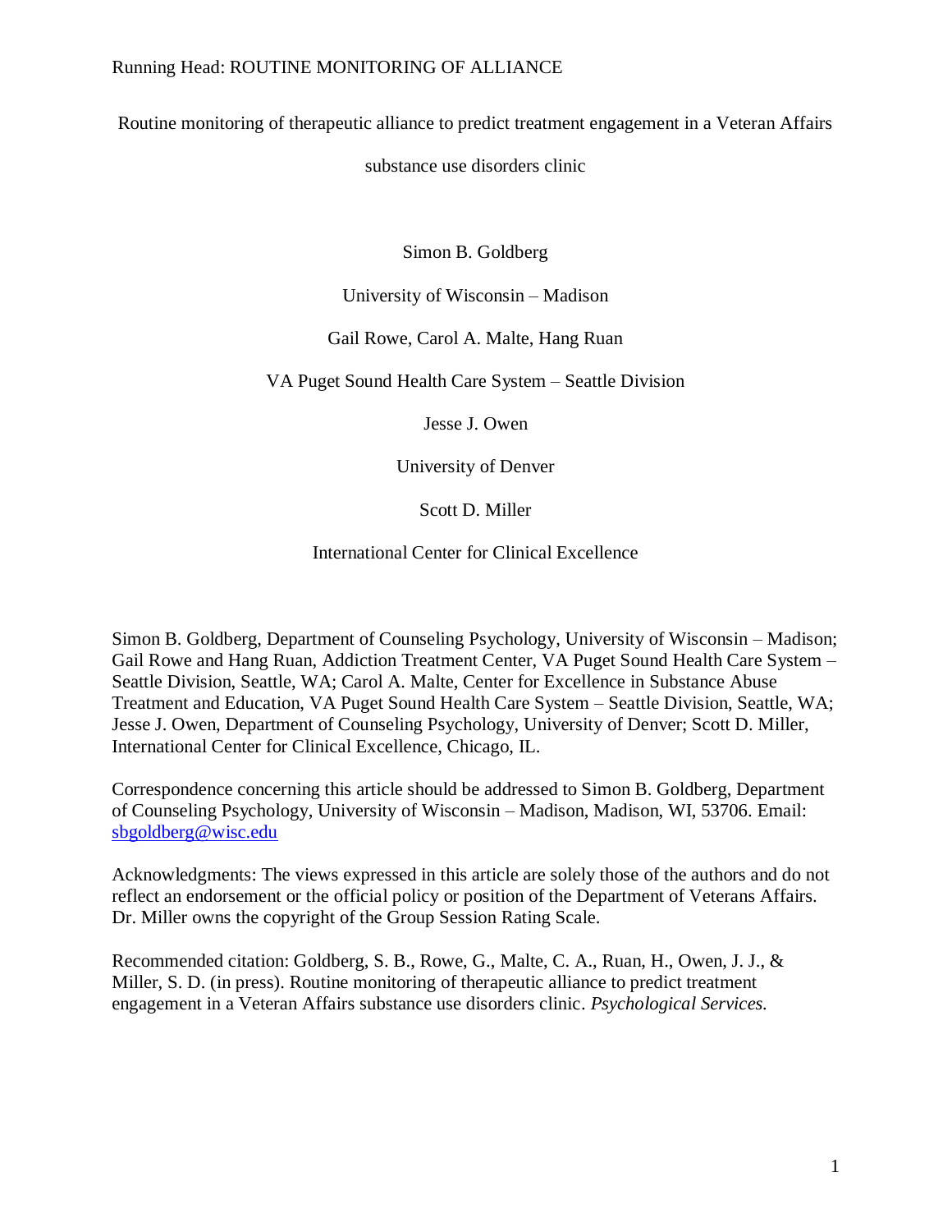# Routine monitoring of therapeutic alliance to predict treatment engagement in a Veteran Affairs substance use disorders clinic

Simon B. Goldberg

University of Wisconsin – Madison

Gail Rowe, Carol A. Malte, Hang Ruan

VA Puget Sound Health Care System – Seattle Division

Jesse J. Owen

University of Denver

Scott D. Miller

International Center for Clinical Excellence

Simon B. Goldberg, Department of Counseling Psychology, University of Wisconsin – Madison; Gail Rowe and Hang Ruan, Addiction Treatment Center, VA Puget Sound Health Care System – Seattle Division, Seattle, WA; Carol A. Malte, Center for Excellence in Substance Abuse Treatment and Education, VA Puget Sound Health Care System – Seattle Division, Seattle, WA; Jesse J. Owen, Department of Counseling Psychology, University of Denver; Scott D. Miller, International Center for Clinical Excellence, Chicago, IL.

Correspondence concerning this article should be addressed to Simon B. Goldberg, Department of Counseling Psychology, University of Wisconsin – Madison, Madison, WI, 53706. Email: sbgoldberg@wisc.edu

Acknowledgments: The views expressed in this article are solely those of the authors and do not reflect an endorsement or the official policy or position of the Department of Veterans Affairs. Dr. Miller owns the copyright of the Group Session Rating Scale.

Recommended citation: Goldberg, S. B., Rowe, G., Malte, C. A., Ruan, H., Owen, J. J., & Miller, S. D. (in press). Routine monitoring of therapeutic alliance to predict treatment engagement in a Veteran Affairs substance use disorders clinic. *Psychological Services.*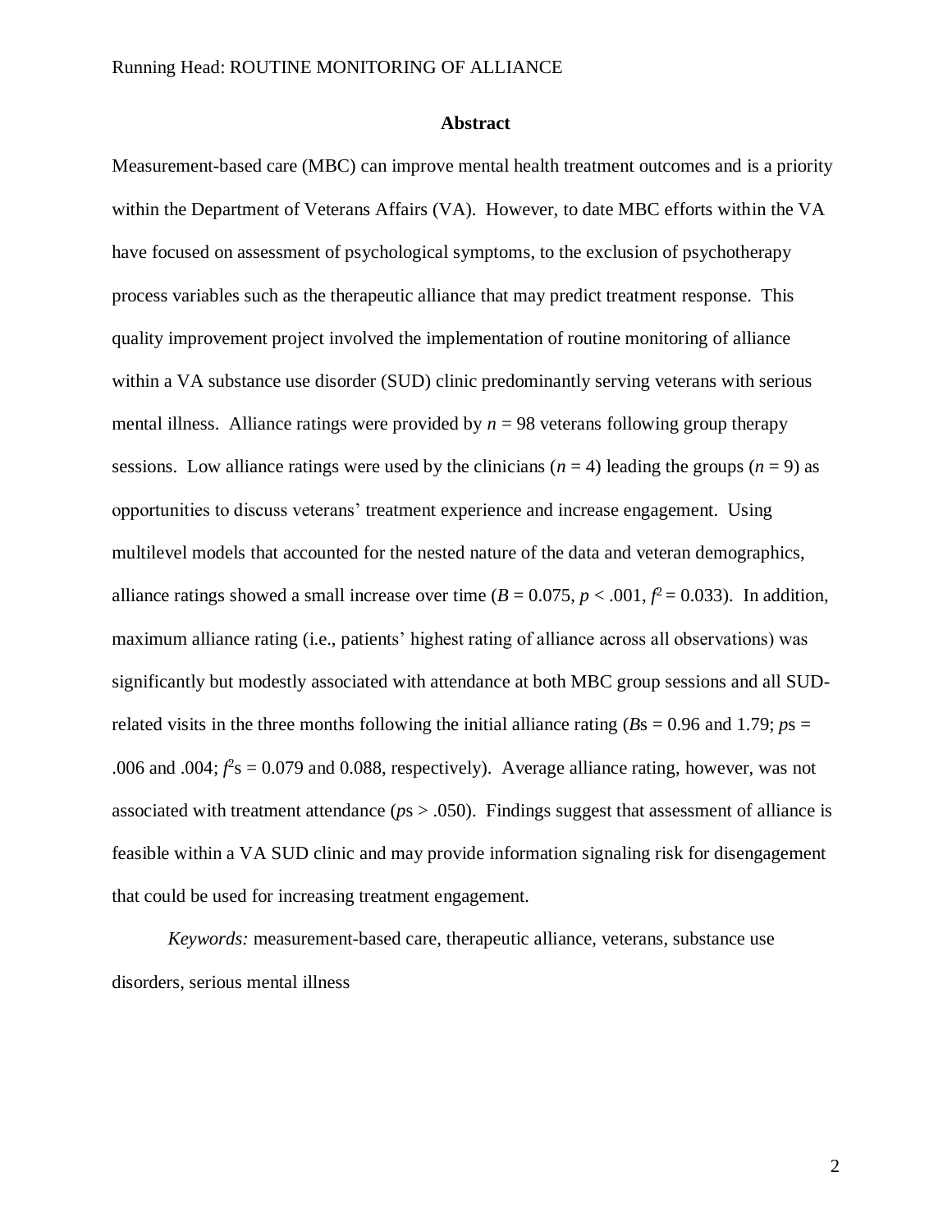## Abstract

Measurement-based care (MBC) can improve mental health treatment outcomes and is a priority within the Department of Veterans Affairs (VA). However, to date MBC efforts within the VA have focused on assessment of psychological symptoms, to the exclusion of psychotherapy process variables such as the therapeutic alliance that may predict treatment response. This quality improvement project involved the implementation of routine monitoring of alliance within a VA substance use disorder (SUD) clinic predominantly serving veterans with serious mental illness. Alliance ratings were provided by $n = 98$ veterans following group therapy sessions. Low alliance ratings were used by the clinicians ($n = 4$) leading the groups ($n = 9$) as opportunities to discuss veterans' treatment experience and increase engagement. Using multilevel models that accounted for the nested nature of the data and veteran demographics, alliance ratings showed a small increase over time ($B = 0.075$, $p < .001$, $f^2 = 0.033$). In addition, maximum alliance rating (i.e., patients' highest rating of alliance across all observations) was significantly but modestly associated with attendance at both MBC group sessions and all SUD-related visits in the three months following the initial alliance rating ($B$s = 0.96 and 1.79; $p$s = .006 and .004; $f^2$s = 0.079 and 0.088, respectively). Average alliance rating, however, was not associated with treatment attendance ($p$s > .050). Findings suggest that assessment of alliance is feasible within a VA SUD clinic and may provide information signaling risk for disengagement that could be used for increasing treatment engagement.

*Keywords:* measurement-based care, therapeutic alliance, veterans, substance use disorders, serious mental illness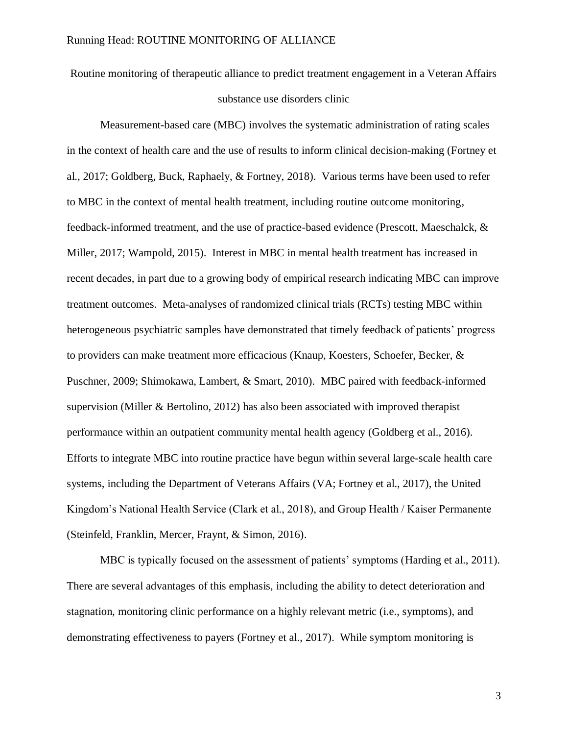Routine monitoring of therapeutic alliance to predict treatment engagement in a Veteran Affairs substance use disorders clinic

Measurement-based care (MBC) involves the systematic administration of rating scales in the context of health care and the use of results to inform clinical decision-making (Fortney et al., 2017; Goldberg, Buck, Raphaely, & Fortney, 2018). Various terms have been used to refer to MBC in the context of mental health treatment, including routine outcome monitoring, feedback-informed treatment, and the use of practice-based evidence (Prescott, Maeschalck, & Miller, 2017; Wampold, 2015). Interest in MBC in mental health treatment has increased in recent decades, in part due to a growing body of empirical research indicating MBC can improve treatment outcomes. Meta-analyses of randomized clinical trials (RCTs) testing MBC within heterogeneous psychiatric samples have demonstrated that timely feedback of patients' progress to providers can make treatment more efficacious (Knaup, Koesters, Schoefer, Becker, & Puschner, 2009; Shimokawa, Lambert, & Smart, 2010). MBC paired with feedback-informed supervision (Miller & Bertolino, 2012) has also been associated with improved therapist performance within an outpatient community mental health agency (Goldberg et al., 2016). Efforts to integrate MBC into routine practice have begun within several large-scale health care systems, including the Department of Veterans Affairs (VA; Fortney et al., 2017), the United Kingdom's National Health Service (Clark et al., 2018), and Group Health / Kaiser Permanente (Steinfeld, Franklin, Mercer, Fraynt, & Simon, 2016).

MBC is typically focused on the assessment of patients' symptoms (Harding et al., 2011). There are several advantages of this emphasis, including the ability to detect deterioration and stagnation, monitoring clinic performance on a highly relevant metric (i.e., symptoms), and demonstrating effectiveness to payers (Fortney et al., 2017). While symptom monitoring is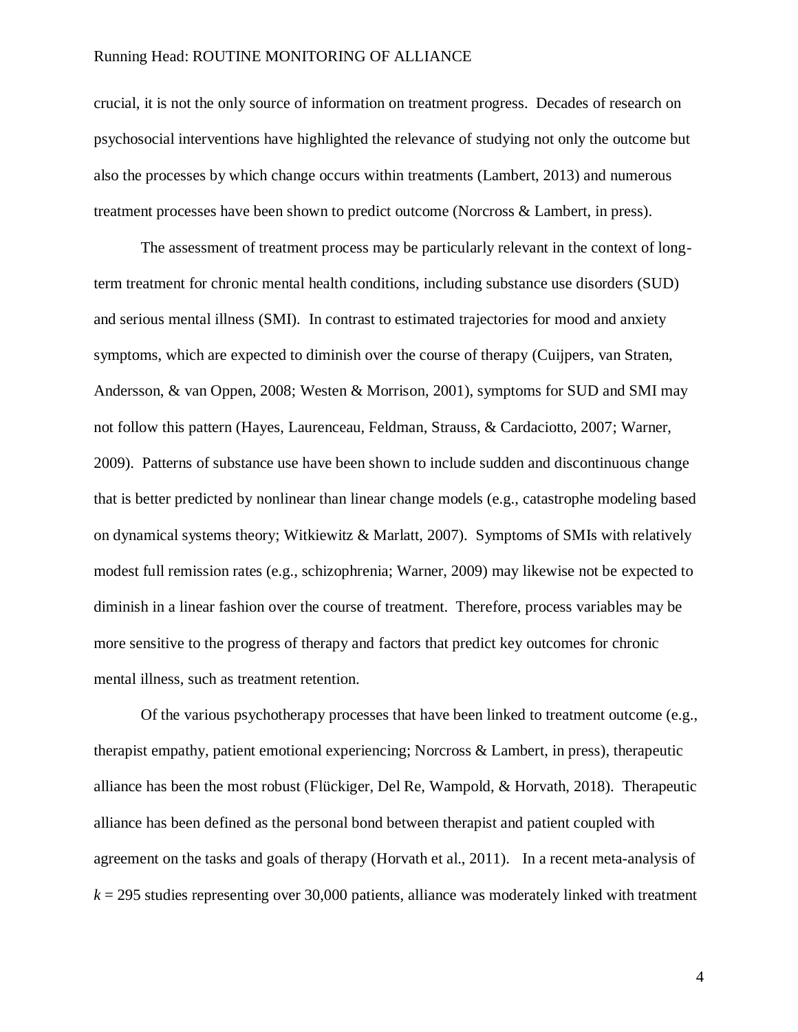crucial, it is not the only source of information on treatment progress. Decades of research on psychosocial interventions have highlighted the relevance of studying not only the outcome but also the processes by which change occurs within treatments (Lambert, 2013) and numerous treatment processes have been shown to predict outcome (Norcross & Lambert, in press).

The assessment of treatment process may be particularly relevant in the context of long-term treatment for chronic mental health conditions, including substance use disorders (SUD) and serious mental illness (SMI). In contrast to estimated trajectories for mood and anxiety symptoms, which are expected to diminish over the course of therapy (Cuijpers, van Straten, Andersson, & van Oppen, 2008; Westen & Morrison, 2001), symptoms for SUD and SMI may not follow this pattern (Hayes, Laurenceau, Feldman, Strauss, & Cardaciotto, 2007; Warner, 2009). Patterns of substance use have been shown to include sudden and discontinuous change that is better predicted by nonlinear than linear change models (e.g., catastrophe modeling based on dynamical systems theory; Witkiewitz & Marlatt, 2007). Symptoms of SMIs with relatively modest full remission rates (e.g., schizophrenia; Warner, 2009) may likewise not be expected to diminish in a linear fashion over the course of treatment. Therefore, process variables may be more sensitive to the progress of therapy and factors that predict key outcomes for chronic mental illness, such as treatment retention.

Of the various psychotherapy processes that have been linked to treatment outcome (e.g., therapist empathy, patient emotional experiencing; Norcross & Lambert, in press), therapeutic alliance has been the most robust (Flückiger, Del Re, Wampold, & Horvath, 2018). Therapeutic alliance has been defined as the personal bond between therapist and patient coupled with agreement on the tasks and goals of therapy (Horvath et al., 2011). In a recent meta-analysis of $k = 295$ studies representing over 30,000 patients, alliance was moderately linked with treatment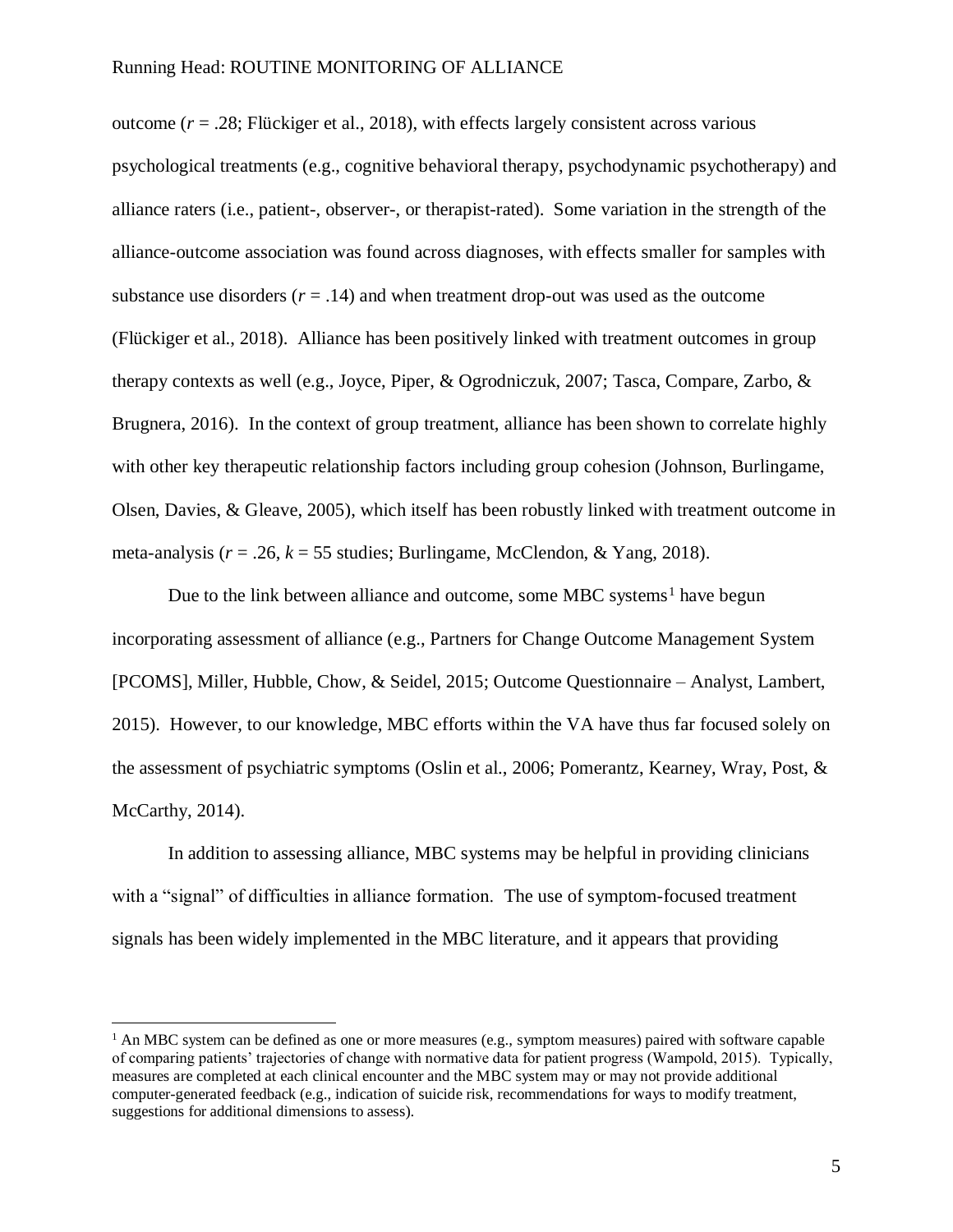outcome (*r* = .28; Flückiger et al., 2018), with effects largely consistent across various psychological treatments (e.g., cognitive behavioral therapy, psychodynamic psychotherapy) and alliance raters (i.e., patient-, observer-, or therapist-rated). Some variation in the strength of the alliance-outcome association was found across diagnoses, with effects smaller for samples with substance use disorders (*r* = .14) and when treatment drop-out was used as the outcome (Flückiger et al., 2018). Alliance has been positively linked with treatment outcomes in group therapy contexts as well (e.g., Joyce, Piper, & Ogrodniczuk, 2007; Tasca, Compare, Zarbo, & Brugnera, 2016). In the context of group treatment, alliance has been shown to correlate highly with other key therapeutic relationship factors including group cohesion (Johnson, Burlingame, Olsen, Davies, & Gleave, 2005), which itself has been robustly linked with treatment outcome in meta-analysis (*r* = .26, *k* = 55 studies; Burlingame, McClendon, & Yang, 2018).

Due to the link between alliance and outcome, some MBC systems[1] have begun incorporating assessment of alliance (e.g., Partners for Change Outcome Management System [PCOMS], Miller, Hubble, Chow, & Seidel, 2015; Outcome Questionnaire – Analyst, Lambert, 2015). However, to our knowledge, MBC efforts within the VA have thus far focused solely on the assessment of psychiatric symptoms (Oslin et al., 2006; Pomerantz, Kearney, Wray, Post, & McCarthy, 2014).

In addition to assessing alliance, MBC systems may be helpful in providing clinicians with a "signal" of difficulties in alliance formation. The use of symptom-focused treatment signals has been widely implemented in the MBC literature, and it appears that providing

[1] An MBC system can be defined as one or more measures (e.g., symptom measures) paired with software capable of comparing patients' trajectories of change with normative data for patient progress (Wampold, 2015). Typically, measures are completed at each clinical encounter and the MBC system may or may not provide additional computer-generated feedback (e.g., indication of suicide risk, recommendations for ways to modify treatment, suggestions for additional dimensions to assess).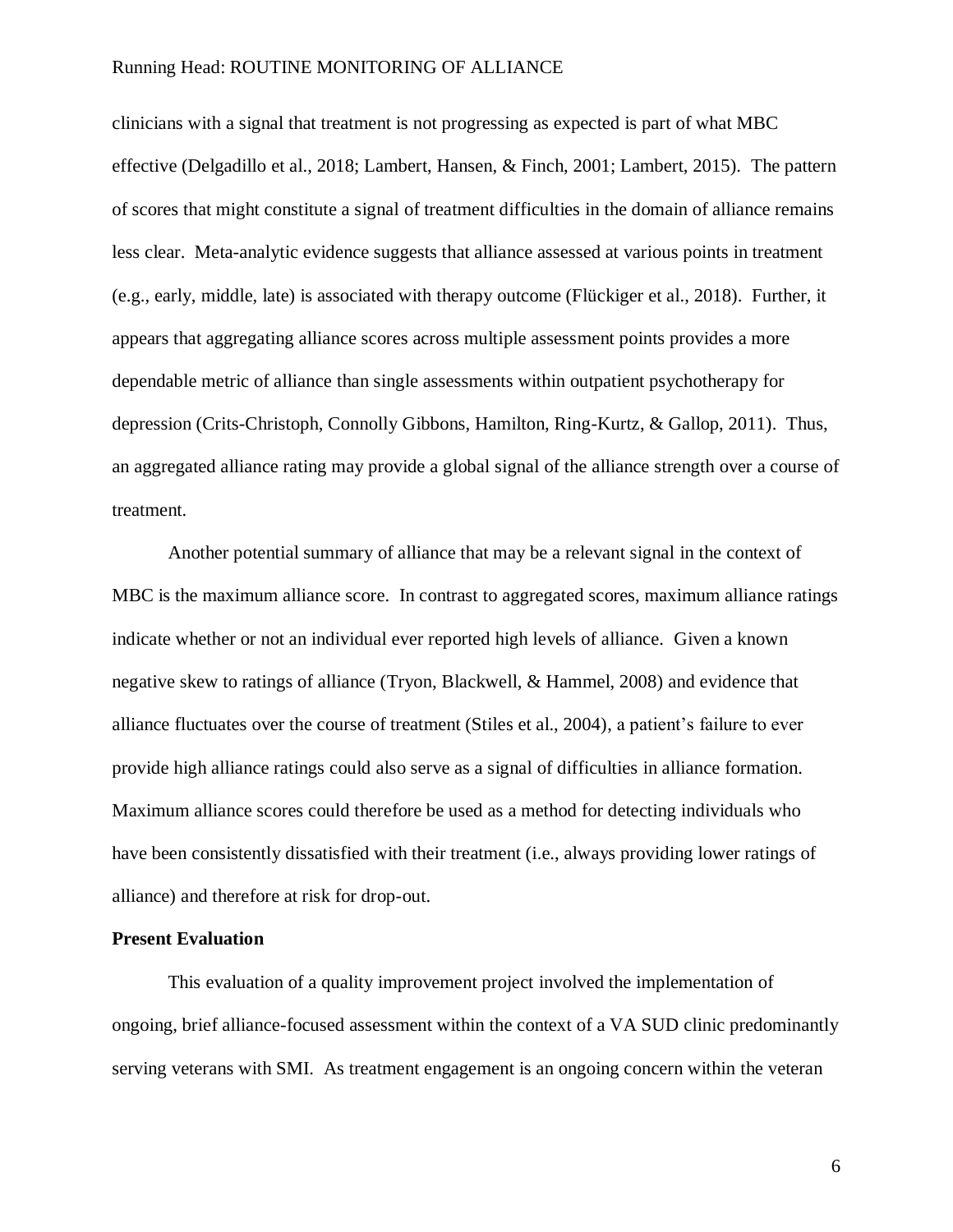clinicians with a signal that treatment is not progressing as expected is part of what MBC effective (Delgadillo et al., 2018; Lambert, Hansen, & Finch, 2001; Lambert, 2015). The pattern of scores that might constitute a signal of treatment difficulties in the domain of alliance remains less clear. Meta-analytic evidence suggests that alliance assessed at various points in treatment (e.g., early, middle, late) is associated with therapy outcome (Flückiger et al., 2018). Further, it appears that aggregating alliance scores across multiple assessment points provides a more dependable metric of alliance than single assessments within outpatient psychotherapy for depression (Crits-Christoph, Connolly Gibbons, Hamilton, Ring-Kurtz, & Gallop, 2011). Thus, an aggregated alliance rating may provide a global signal of the alliance strength over a course of treatment.

Another potential summary of alliance that may be a relevant signal in the context of MBC is the maximum alliance score. In contrast to aggregated scores, maximum alliance ratings indicate whether or not an individual ever reported high levels of alliance. Given a known negative skew to ratings of alliance (Tryon, Blackwell, & Hammel, 2008) and evidence that alliance fluctuates over the course of treatment (Stiles et al., 2004), a patient's failure to ever provide high alliance ratings could also serve as a signal of difficulties in alliance formation. Maximum alliance scores could therefore be used as a method for detecting individuals who have been consistently dissatisfied with their treatment (i.e., always providing lower ratings of alliance) and therefore at risk for drop-out.

**Present Evaluation**

This evaluation of a quality improvement project involved the implementation of ongoing, brief alliance-focused assessment within the context of a VA SUD clinic predominantly serving veterans with SMI. As treatment engagement is an ongoing concern within the veteran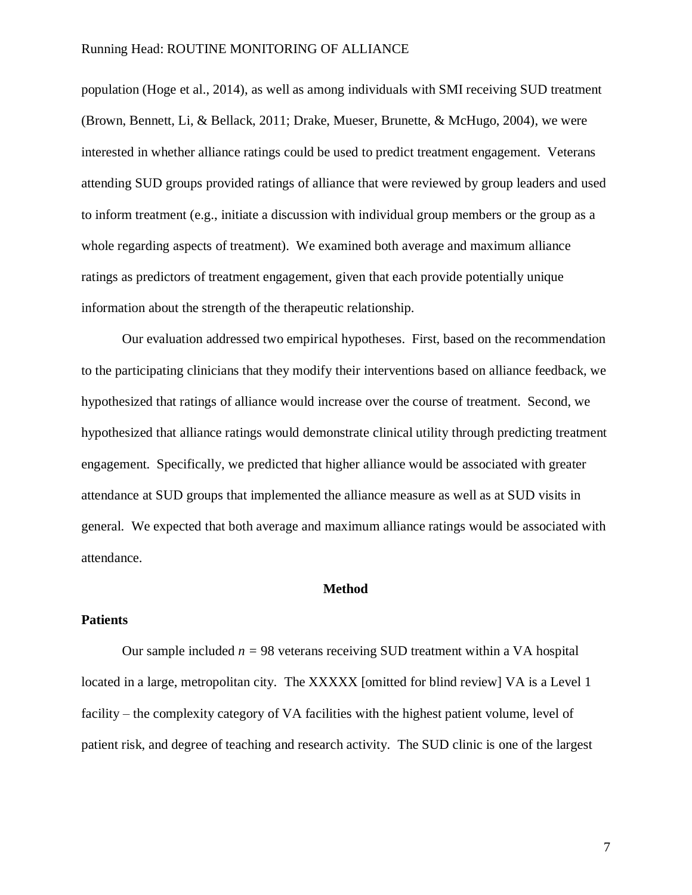population (Hoge et al., 2014), as well as among individuals with SMI receiving SUD treatment (Brown, Bennett, Li, & Bellack, 2011; Drake, Mueser, Brunette, & McHugo, 2004), we were interested in whether alliance ratings could be used to predict treatment engagement. Veterans attending SUD groups provided ratings of alliance that were reviewed by group leaders and used to inform treatment (e.g., initiate a discussion with individual group members or the group as a whole regarding aspects of treatment). We examined both average and maximum alliance ratings as predictors of treatment engagement, given that each provide potentially unique information about the strength of the therapeutic relationship.

Our evaluation addressed two empirical hypotheses. First, based on the recommendation to the participating clinicians that they modify their interventions based on alliance feedback, we hypothesized that ratings of alliance would increase over the course of treatment. Second, we hypothesized that alliance ratings would demonstrate clinical utility through predicting treatment engagement. Specifically, we predicted that higher alliance would be associated with greater attendance at SUD groups that implemented the alliance measure as well as at SUD visits in general. We expected that both average and maximum alliance ratings would be associated with attendance.

# Method

## Patients

Our sample included $n$ = 98 veterans receiving SUD treatment within a VA hospital located in a large, metropolitan city. The XXXXX [omitted for blind review] VA is a Level 1 facility – the complexity category of VA facilities with the highest patient volume, level of patient risk, and degree of teaching and research activity. The SUD clinic is one of the largest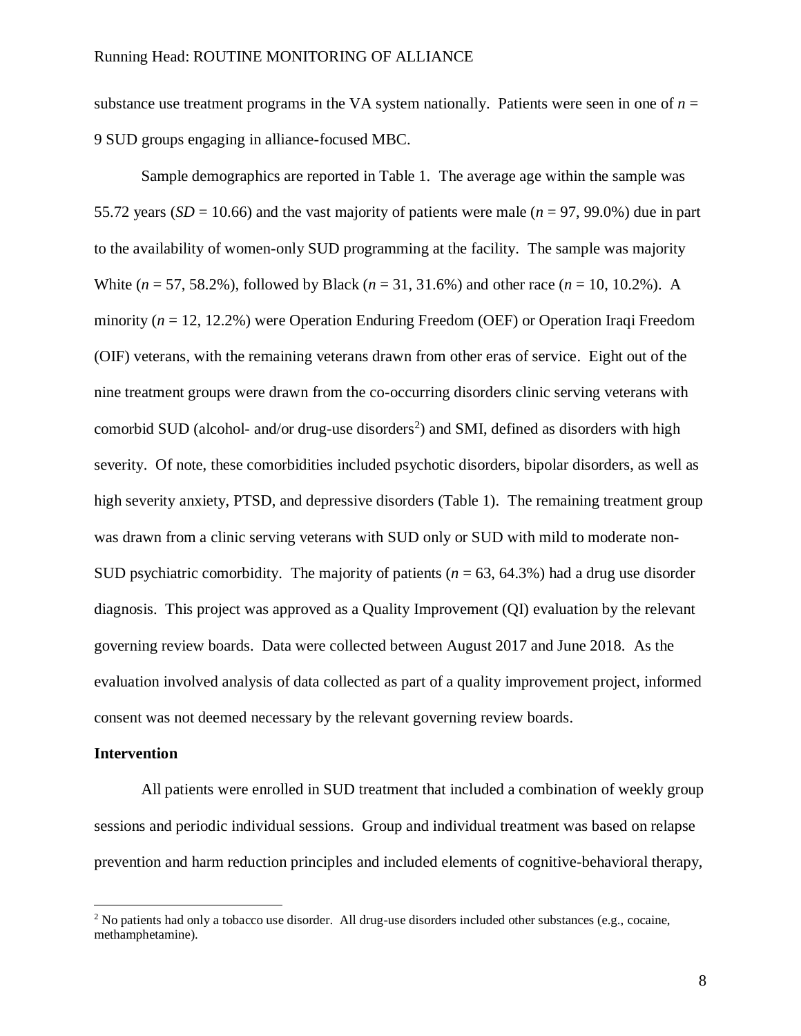substance use treatment programs in the VA system nationally. Patients were seen in one of *n* = 9 SUD groups engaging in alliance-focused MBC.

Sample demographics are reported in Table 1. The average age within the sample was 55.72 years (*SD* = 10.66) and the vast majority of patients were male (*n* = 97, 99.0%) due in part to the availability of women-only SUD programming at the facility. The sample was majority White (*n* = 57, 58.2%), followed by Black (*n* = 31, 31.6%) and other race (*n* = 10, 10.2%). A minority (*n* = 12, 12.2%) were Operation Enduring Freedom (OEF) or Operation Iraqi Freedom (OIF) veterans, with the remaining veterans drawn from other eras of service. Eight out of the nine treatment groups were drawn from the co-occurring disorders clinic serving veterans with comorbid SUD (alcohol- and/or drug-use disorders[2]) and SMI, defined as disorders with high severity. Of note, these comorbidities included psychotic disorders, bipolar disorders, as well as high severity anxiety, PTSD, and depressive disorders (Table 1). The remaining treatment group was drawn from a clinic serving veterans with SUD only or SUD with mild to moderate non-SUD psychiatric comorbidity. The majority of patients (*n* = 63, 64.3%) had a drug use disorder diagnosis. This project was approved as a Quality Improvement (QI) evaluation by the relevant governing review boards. Data were collected between August 2017 and June 2018. As the evaluation involved analysis of data collected as part of a quality improvement project, informed consent was not deemed necessary by the relevant governing review boards.

**Intervention**

All patients were enrolled in SUD treatment that included a combination of weekly group sessions and periodic individual sessions. Group and individual treatment was based on relapse prevention and harm reduction principles and included elements of cognitive-behavioral therapy,

[2] No patients had only a tobacco use disorder. All drug-use disorders included other substances (e.g., cocaine, methamphetamine).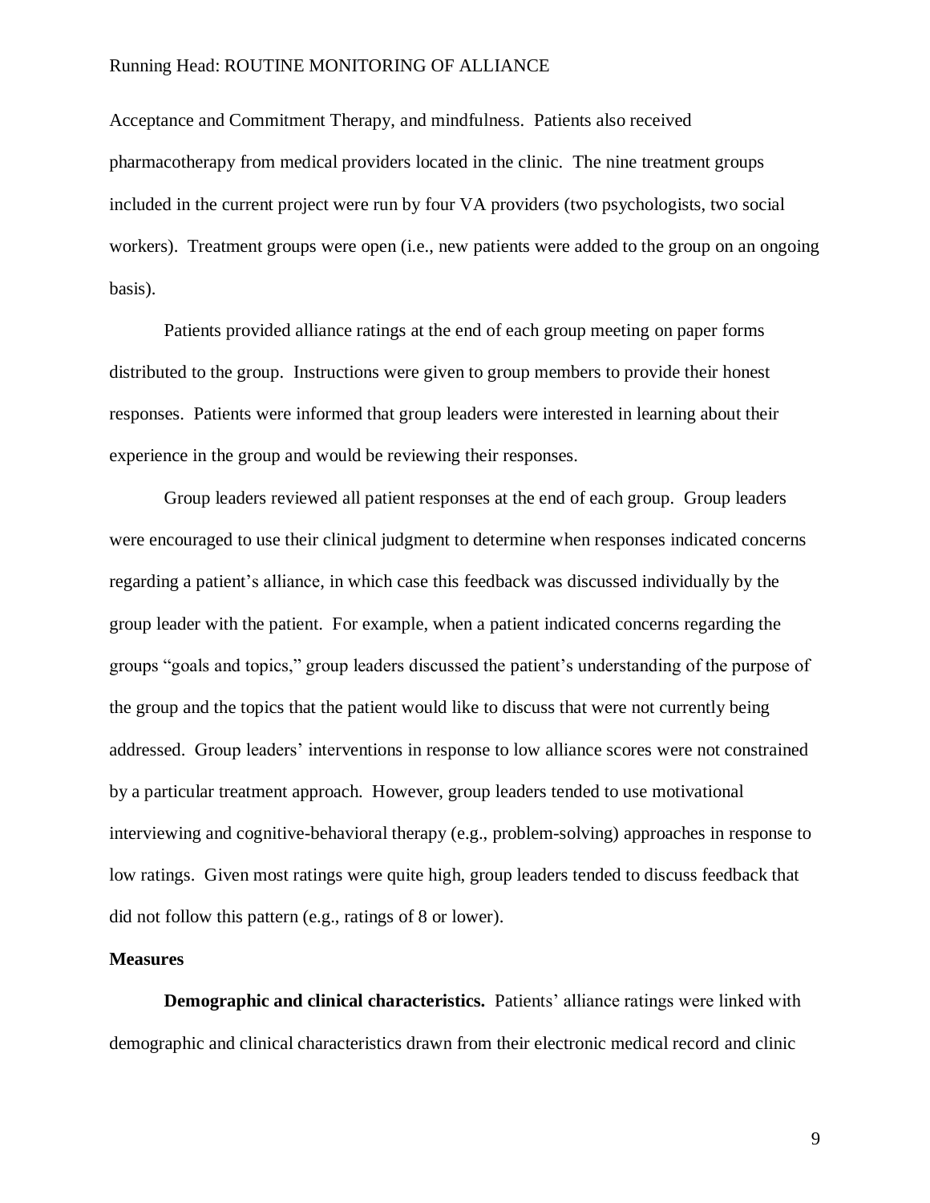Acceptance and Commitment Therapy, and mindfulness. Patients also received pharmacotherapy from medical providers located in the clinic. The nine treatment groups included in the current project were run by four VA providers (two psychologists, two social workers). Treatment groups were open (i.e., new patients were added to the group on an ongoing basis).

Patients provided alliance ratings at the end of each group meeting on paper forms distributed to the group. Instructions were given to group members to provide their honest responses. Patients were informed that group leaders were interested in learning about their experience in the group and would be reviewing their responses.

Group leaders reviewed all patient responses at the end of each group. Group leaders were encouraged to use their clinical judgment to determine when responses indicated concerns regarding a patient's alliance, in which case this feedback was discussed individually by the group leader with the patient. For example, when a patient indicated concerns regarding the groups "goals and topics," group leaders discussed the patient's understanding of the purpose of the group and the topics that the patient would like to discuss that were not currently being addressed. Group leaders' interventions in response to low alliance scores were not constrained by a particular treatment approach. However, group leaders tended to use motivational interviewing and cognitive-behavioral therapy (e.g., problem-solving) approaches in response to low ratings. Given most ratings were quite high, group leaders tended to discuss feedback that did not follow this pattern (e.g., ratings of 8 or lower).

## Measures

**Demographic and clinical characteristics.** Patients' alliance ratings were linked with demographic and clinical characteristics drawn from their electronic medical record and clinic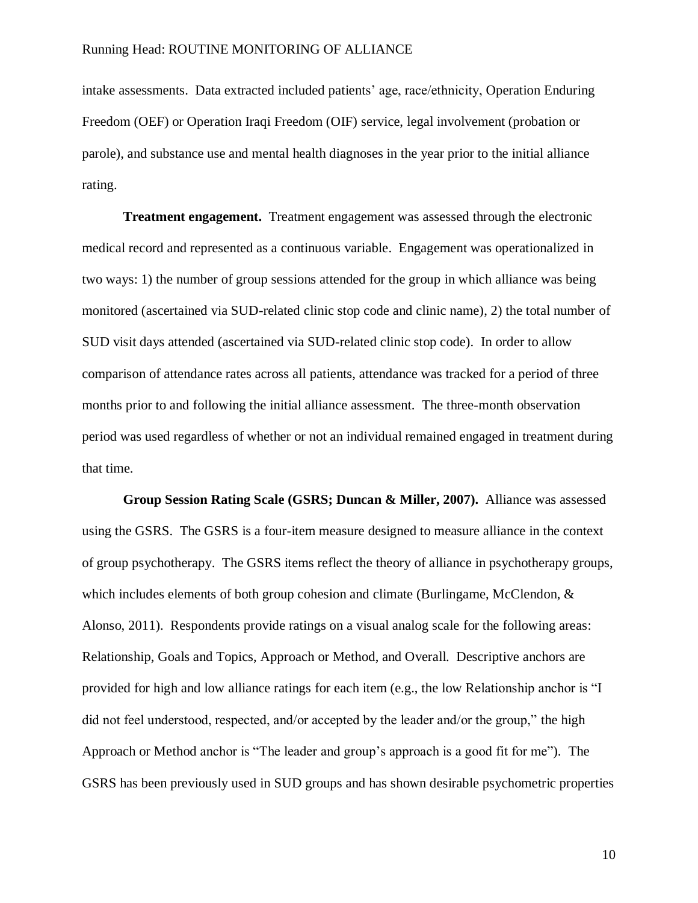intake assessments. Data extracted included patients' age, race/ethnicity, Operation Enduring Freedom (OEF) or Operation Iraqi Freedom (OIF) service, legal involvement (probation or parole), and substance use and mental health diagnoses in the year prior to the initial alliance rating.

**Treatment engagement.** Treatment engagement was assessed through the electronic medical record and represented as a continuous variable. Engagement was operationalized in two ways: 1) the number of group sessions attended for the group in which alliance was being monitored (ascertained via SUD-related clinic stop code and clinic name), 2) the total number of SUD visit days attended (ascertained via SUD-related clinic stop code). In order to allow comparison of attendance rates across all patients, attendance was tracked for a period of three months prior to and following the initial alliance assessment. The three-month observation period was used regardless of whether or not an individual remained engaged in treatment during that time.

**Group Session Rating Scale (GSRS; Duncan & Miller, 2007).** Alliance was assessed using the GSRS. The GSRS is a four-item measure designed to measure alliance in the context of group psychotherapy. The GSRS items reflect the theory of alliance in psychotherapy groups, which includes elements of both group cohesion and climate (Burlingame, McClendon, & Alonso, 2011). Respondents provide ratings on a visual analog scale for the following areas: Relationship, Goals and Topics, Approach or Method, and Overall. Descriptive anchors are provided for high and low alliance ratings for each item (e.g., the low Relationship anchor is "I did not feel understood, respected, and/or accepted by the leader and/or the group," the high Approach or Method anchor is "The leader and group's approach is a good fit for me"). The GSRS has been previously used in SUD groups and has shown desirable psychometric properties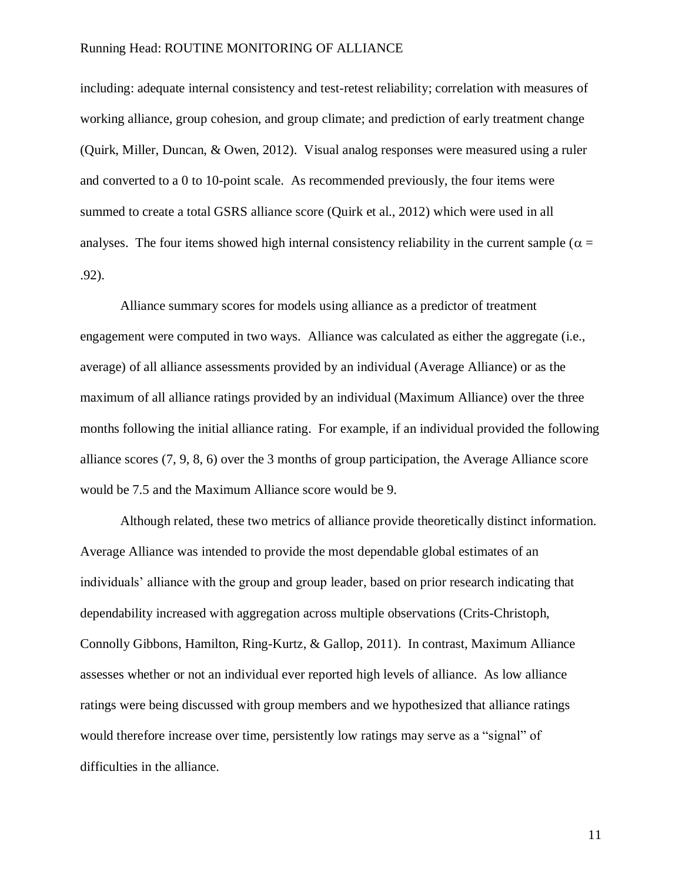including: adequate internal consistency and test-retest reliability; correlation with measures of working alliance, group cohesion, and group climate; and prediction of early treatment change (Quirk, Miller, Duncan, & Owen, 2012). Visual analog responses were measured using a ruler and converted to a 0 to 10-point scale. As recommended previously, the four items were summed to create a total GSRS alliance score (Quirk et al., 2012) which were used in all analyses. The four items showed high internal consistency reliability in the current sample ($\alpha$ = .92).

Alliance summary scores for models using alliance as a predictor of treatment engagement were computed in two ways. Alliance was calculated as either the aggregate (i.e., average) of all alliance assessments provided by an individual (Average Alliance) or as the maximum of all alliance ratings provided by an individual (Maximum Alliance) over the three months following the initial alliance rating. For example, if an individual provided the following alliance scores (7, 9, 8, 6) over the 3 months of group participation, the Average Alliance score would be 7.5 and the Maximum Alliance score would be 9.

Although related, these two metrics of alliance provide theoretically distinct information. Average Alliance was intended to provide the most dependable global estimates of an individuals' alliance with the group and group leader, based on prior research indicating that dependability increased with aggregation across multiple observations (Crits-Christoph, Connolly Gibbons, Hamilton, Ring-Kurtz, & Gallop, 2011). In contrast, Maximum Alliance assesses whether or not an individual ever reported high levels of alliance. As low alliance ratings were being discussed with group members and we hypothesized that alliance ratings would therefore increase over time, persistently low ratings may serve as a "signal" of difficulties in the alliance.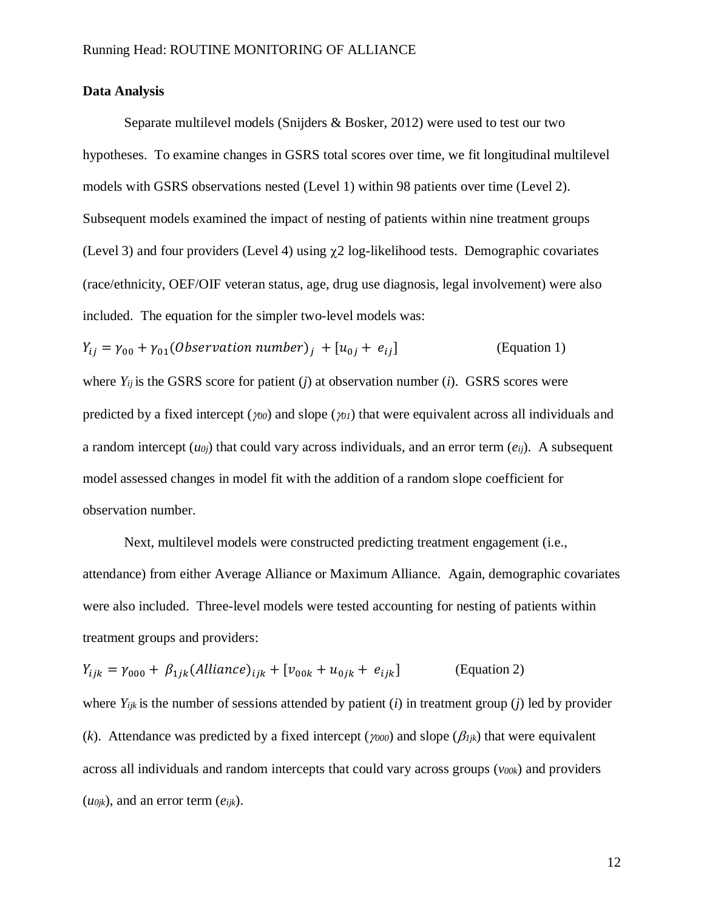**Data Analysis**

Separate multilevel models (Snijders & Bosker, 2012) were used to test our two hypotheses. To examine changes in GSRS total scores over time, we fit longitudinal multilevel models with GSRS observations nested (Level 1) within 98 patients over time (Level 2). Subsequent models examined the impact of nesting of patients within nine treatment groups (Level 3) and four providers (Level 4) using $\chi 2$ log-likelihood tests. Demographic covariates (race/ethnicity, OEF/OIF veteran status, age, drug use diagnosis, legal involvement) were also included. The equation for the simpler two-level models was:

$$Y_{ij} = \gamma_{00} + \gamma_{01}(Observation\ number)_j + [u_{0j} + e_{ij}] \quad \text{(Equation 1)}$$

where $Y_{ij}$ is the GSRS score for patient ($j$) at observation number ($i$). GSRS scores were predicted by a fixed intercept ($\gamma_{00}$) and slope ($\gamma_{01}$) that were equivalent across all individuals and a random intercept ($u_{0j}$) that could vary across individuals, and an error term ($e_{ij}$). A subsequent model assessed changes in model fit with the addition of a random slope coefficient for observation number.

Next, multilevel models were constructed predicting treatment engagement (i.e., attendance) from either Average Alliance or Maximum Alliance. Again, demographic covariates were also included. Three-level models were tested accounting for nesting of patients within treatment groups and providers:

$$Y_{ijk} = \gamma_{000} + \beta_{1jk}(Alliance)_{ijk} + [v_{00k} + u_{0jk} + e_{ijk}] \quad \text{(Equation 2)}$$

where $Y_{ijk}$ is the number of sessions attended by patient ($i$) in treatment group ($j$) led by provider ($k$). Attendance was predicted by a fixed intercept ($\gamma_{000}$) and slope ($\beta_{1jk}$) that were equivalent across all individuals and random intercepts that could vary across groups ($v_{00k}$) and providers ($u_{0jk}$), and an error term ($e_{ijk}$).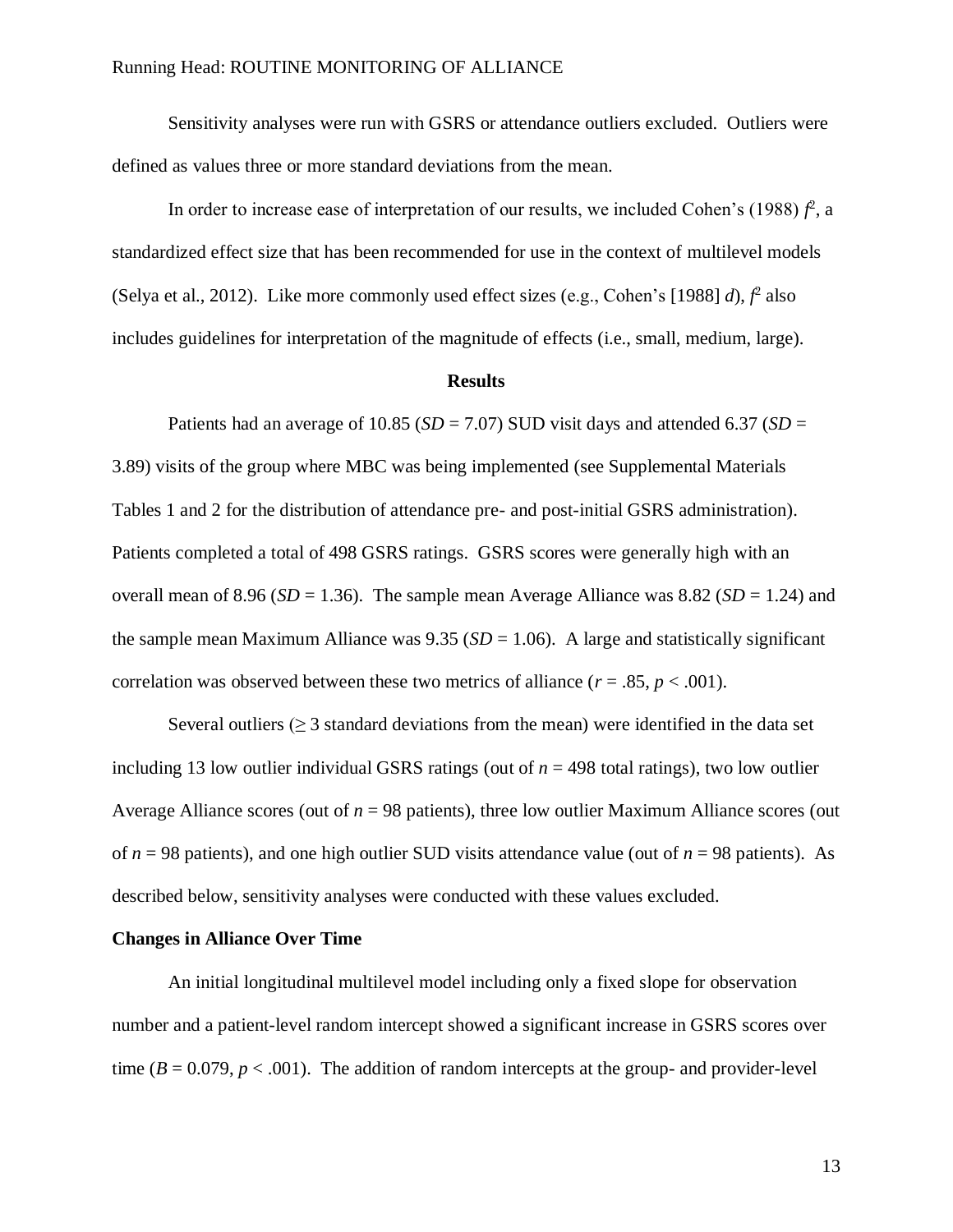Sensitivity analyses were run with GSRS or attendance outliers excluded. Outliers were defined as values three or more standard deviations from the mean.

In order to increase ease of interpretation of our results, we included Cohen's (1988) $f^2$, a standardized effect size that has been recommended for use in the context of multilevel models (Selya et al., 2012). Like more commonly used effect sizes (e.g., Cohen's [1988] *d*), $f^2$ also includes guidelines for interpretation of the magnitude of effects (i.e., small, medium, large).

## Results

Patients had an average of 10.85 ($SD = 7.07$) SUD visit days and attended 6.37 ($SD = 3.89$) visits of the group where MBC was being implemented (see Supplemental Materials Tables 1 and 2 for the distribution of attendance pre- and post-initial GSRS administration). Patients completed a total of 498 GSRS ratings. GSRS scores were generally high with an overall mean of 8.96 ($SD = 1.36$). The sample mean Average Alliance was 8.82 ($SD = 1.24$) and the sample mean Maximum Alliance was 9.35 ($SD = 1.06$). A large and statistically significant correlation was observed between these two metrics of alliance ($r = .85$, $p < .001$).

Several outliers ($\geq$ 3 standard deviations from the mean) were identified in the data set including 13 low outlier individual GSRS ratings (out of $n = 498$ total ratings), two low outlier Average Alliance scores (out of $n = 98$ patients), three low outlier Maximum Alliance scores (out of $n = 98$ patients), and one high outlier SUD visits attendance value (out of $n = 98$ patients). As described below, sensitivity analyses were conducted with these values excluded.

### Changes in Alliance Over Time

An initial longitudinal multilevel model including only a fixed slope for observation number and a patient-level random intercept showed a significant increase in GSRS scores over time ($B = 0.079$, $p < .001$). The addition of random intercepts at the group- and provider-level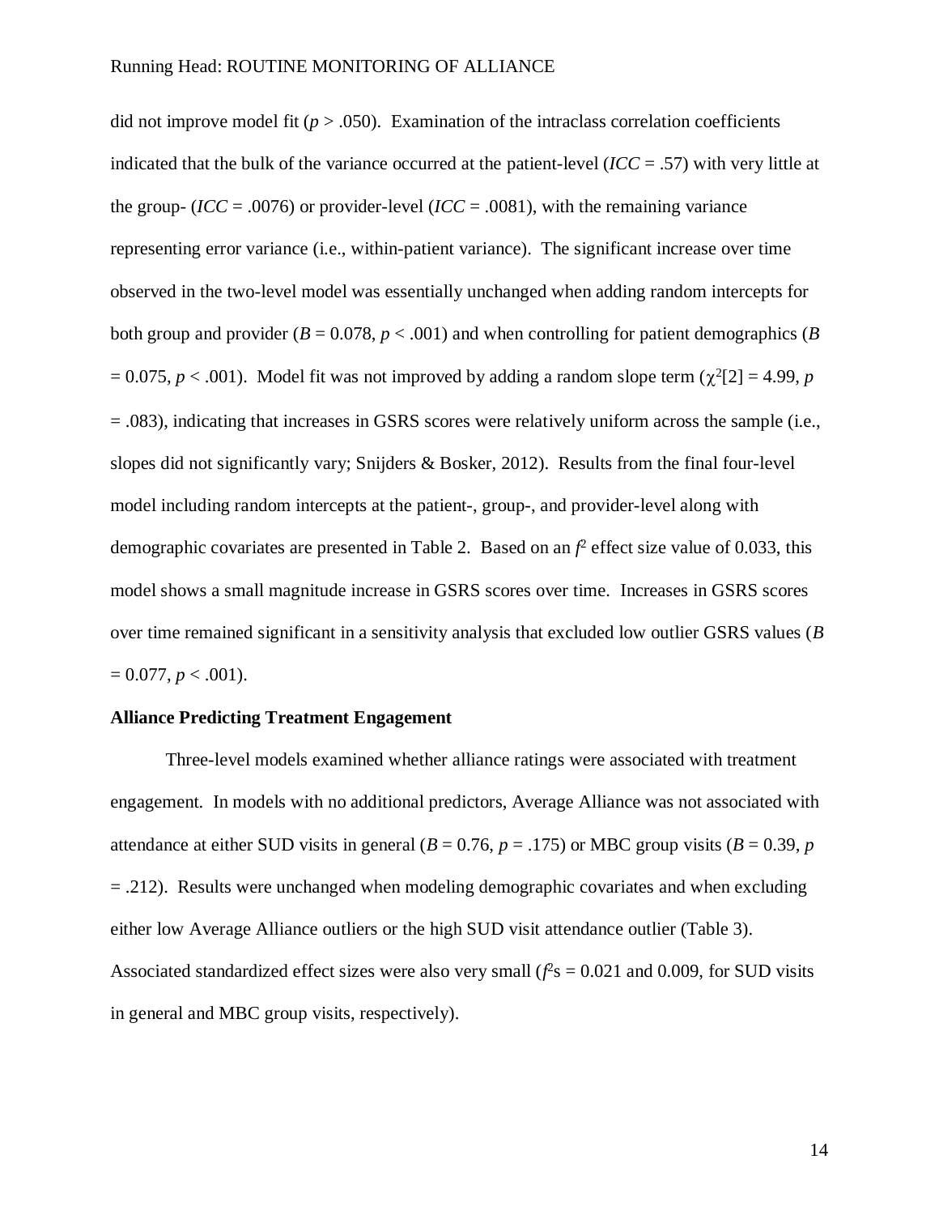did not improve model fit ($p > .050$). Examination of the intraclass correlation coefficients indicated that the bulk of the variance occurred at the patient-level ($ICC = .57$) with very little at the group- ($ICC = .0076$) or provider-level ($ICC = .0081$), with the remaining variance representing error variance (i.e., within-patient variance). The significant increase over time observed in the two-level model was essentially unchanged when adding random intercepts for both group and provider ($B = 0.078$, $p < .001$) and when controlling for patient demographics ($B = 0.075$, $p < .001$). Model fit was not improved by adding a random slope term ($\chi^2[2] = 4.99$, $p = .083$), indicating that increases in GSRS scores were relatively uniform across the sample (i.e., slopes did not significantly vary; Snijders & Bosker, 2012). Results from the final four-level model including random intercepts at the patient-, group-, and provider-level along with demographic covariates are presented in Table 2. Based on an $f^2$ effect size value of 0.033, this model shows a small magnitude increase in GSRS scores over time. Increases in GSRS scores over time remained significant in a sensitivity analysis that excluded low outlier GSRS values ($B = 0.077$, $p < .001$).

**Alliance Predicting Treatment Engagement**

Three-level models examined whether alliance ratings were associated with treatment engagement. In models with no additional predictors, Average Alliance was not associated with attendance at either SUD visits in general ($B = 0.76$, $p = .175$) or MBC group visits ($B = 0.39$, $p = .212$). Results were unchanged when modeling demographic covariates and when excluding either low Average Alliance outliers or the high SUD visit attendance outlier (Table 3). Associated standardized effect sizes were also very small ($f^2$s = 0.021 and 0.009, for SUD visits in general and MBC group visits, respectively).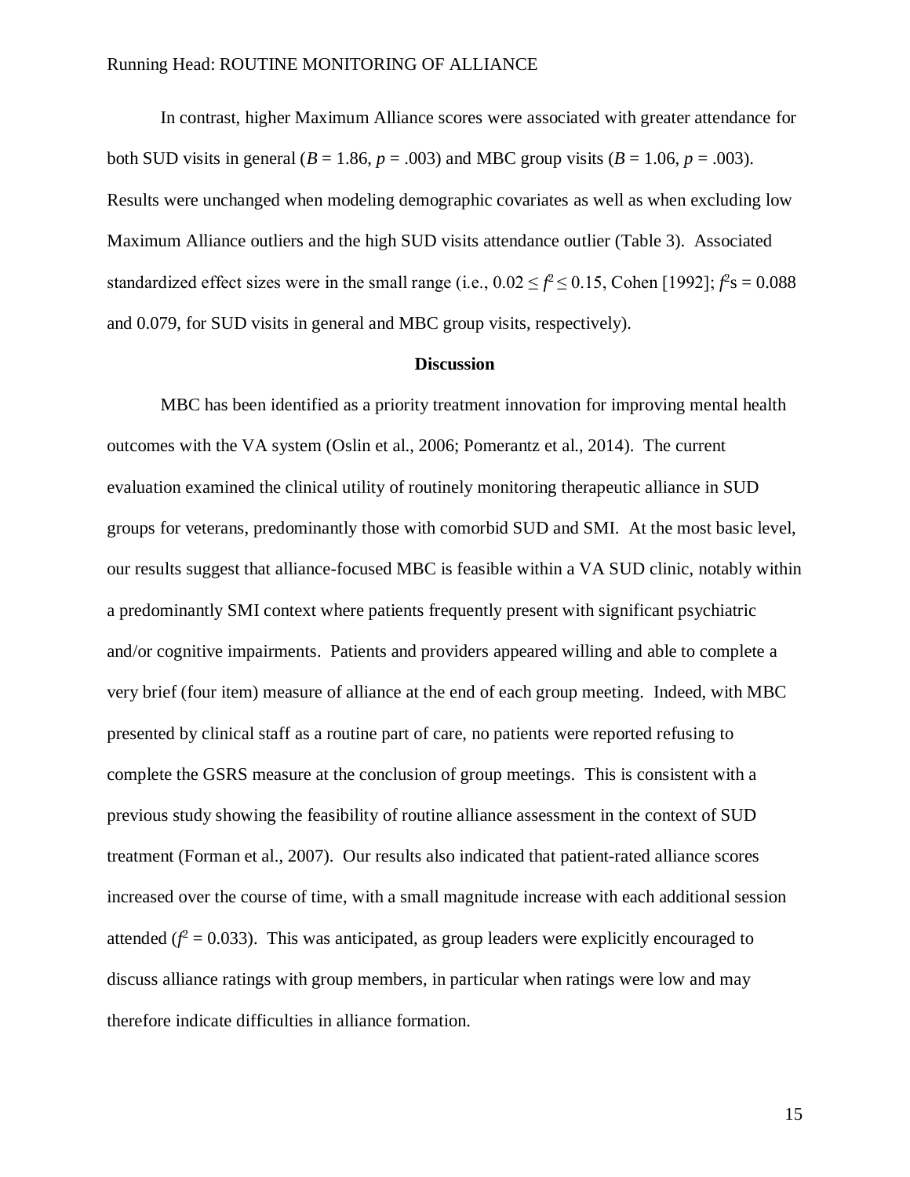In contrast, higher Maximum Alliance scores were associated with greater attendance for both SUD visits in general ($B = 1.86$, $p = .003$) and MBC group visits ($B = 1.06$, $p = .003$). Results were unchanged when modeling demographic covariates as well as when excluding low Maximum Alliance outliers and the high SUD visits attendance outlier (Table 3). Associated standardized effect sizes were in the small range (i.e., $0.02 \leq f^2 \leq 0.15$, Cohen [1992]; $f^2$s = 0.088 and 0.079, for SUD visits in general and MBC group visits, respectively).

## Discussion

MBC has been identified as a priority treatment innovation for improving mental health outcomes with the VA system (Oslin et al., 2006; Pomerantz et al., 2014). The current evaluation examined the clinical utility of routinely monitoring therapeutic alliance in SUD groups for veterans, predominantly those with comorbid SUD and SMI. At the most basic level, our results suggest that alliance-focused MBC is feasible within a VA SUD clinic, notably within a predominantly SMI context where patients frequently present with significant psychiatric and/or cognitive impairments. Patients and providers appeared willing and able to complete a very brief (four item) measure of alliance at the end of each group meeting. Indeed, with MBC presented by clinical staff as a routine part of care, no patients were reported refusing to complete the GSRS measure at the conclusion of group meetings. This is consistent with a previous study showing the feasibility of routine alliance assessment in the context of SUD treatment (Forman et al., 2007). Our results also indicated that patient-rated alliance scores increased over the course of time, with a small magnitude increase with each additional session attended ($f^2 = 0.033$). This was anticipated, as group leaders were explicitly encouraged to discuss alliance ratings with group members, in particular when ratings were low and may therefore indicate difficulties in alliance formation.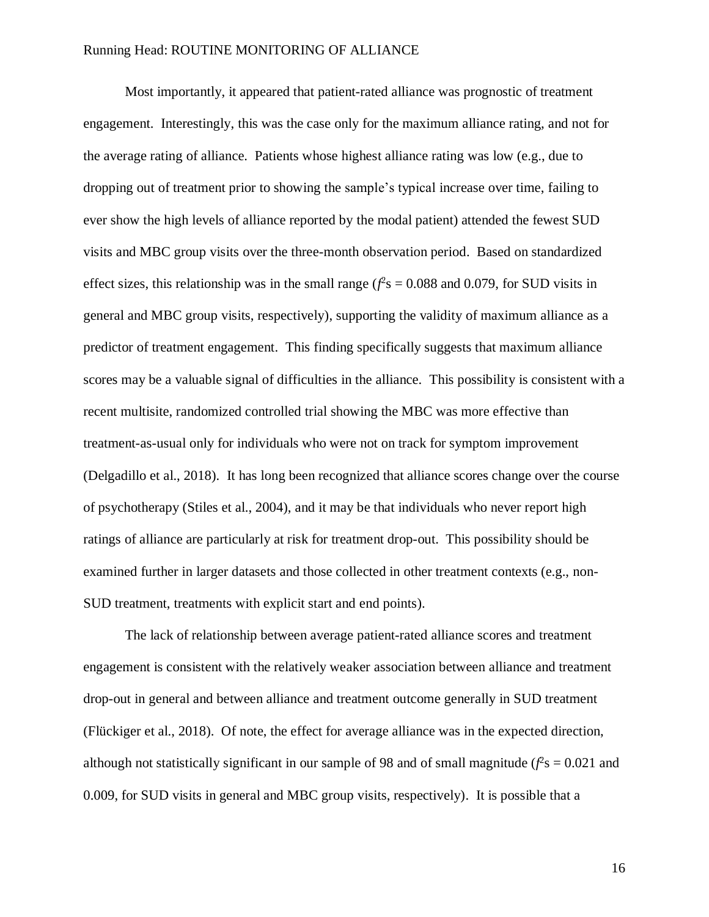Most importantly, it appeared that patient-rated alliance was prognostic of treatment engagement. Interestingly, this was the case only for the maximum alliance rating, and not for the average rating of alliance. Patients whose highest alliance rating was low (e.g., due to dropping out of treatment prior to showing the sample's typical increase over time, failing to ever show the high levels of alliance reported by the modal patient) attended the fewest SUD visits and MBC group visits over the three-month observation period. Based on standardized effect sizes, this relationship was in the small range ($f^2$s = 0.088 and 0.079, for SUD visits in general and MBC group visits, respectively), supporting the validity of maximum alliance as a predictor of treatment engagement. This finding specifically suggests that maximum alliance scores may be a valuable signal of difficulties in the alliance. This possibility is consistent with a recent multisite, randomized controlled trial showing the MBC was more effective than treatment-as-usual only for individuals who were not on track for symptom improvement (Delgadillo et al., 2018). It has long been recognized that alliance scores change over the course of psychotherapy (Stiles et al., 2004), and it may be that individuals who never report high ratings of alliance are particularly at risk for treatment drop-out. This possibility should be examined further in larger datasets and those collected in other treatment contexts (e.g., non-SUD treatment, treatments with explicit start and end points).

The lack of relationship between average patient-rated alliance scores and treatment engagement is consistent with the relatively weaker association between alliance and treatment drop-out in general and between alliance and treatment outcome generally in SUD treatment (Flückiger et al., 2018). Of note, the effect for average alliance was in the expected direction, although not statistically significant in our sample of 98 and of small magnitude ($f^2$s = 0.021 and 0.009, for SUD visits in general and MBC group visits, respectively). It is possible that a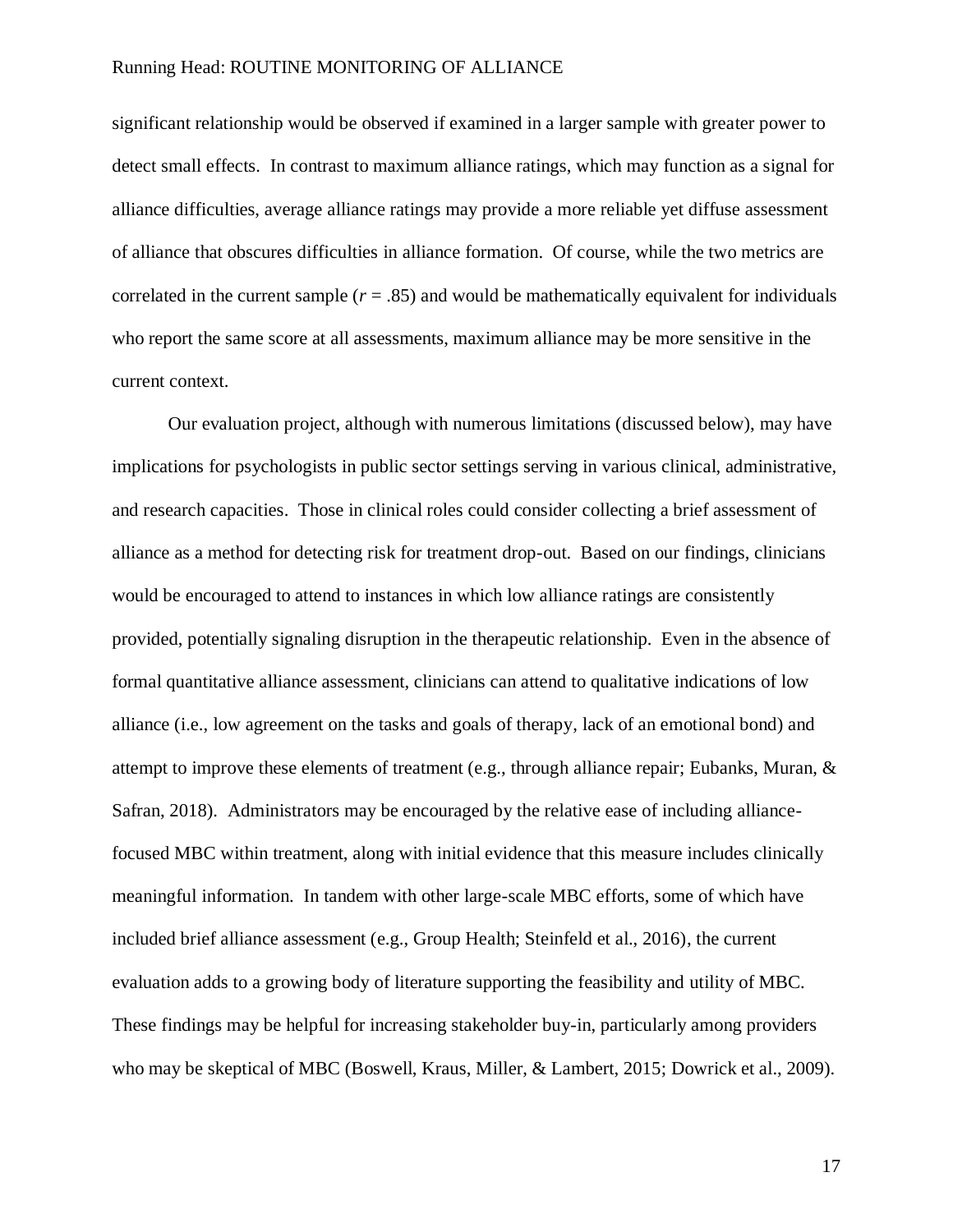significant relationship would be observed if examined in a larger sample with greater power to detect small effects. In contrast to maximum alliance ratings, which may function as a signal for alliance difficulties, average alliance ratings may provide a more reliable yet diffuse assessment of alliance that obscures difficulties in alliance formation. Of course, while the two metrics are correlated in the current sample ($r = .85$) and would be mathematically equivalent for individuals who report the same score at all assessments, maximum alliance may be more sensitive in the current context.

Our evaluation project, although with numerous limitations (discussed below), may have implications for psychologists in public sector settings serving in various clinical, administrative, and research capacities. Those in clinical roles could consider collecting a brief assessment of alliance as a method for detecting risk for treatment drop-out. Based on our findings, clinicians would be encouraged to attend to instances in which low alliance ratings are consistently provided, potentially signaling disruption in the therapeutic relationship. Even in the absence of formal quantitative alliance assessment, clinicians can attend to qualitative indications of low alliance (i.e., low agreement on the tasks and goals of therapy, lack of an emotional bond) and attempt to improve these elements of treatment (e.g., through alliance repair; Eubanks, Muran, & Safran, 2018). Administrators may be encouraged by the relative ease of including alliance-focused MBC within treatment, along with initial evidence that this measure includes clinically meaningful information. In tandem with other large-scale MBC efforts, some of which have included brief alliance assessment (e.g., Group Health; Steinfeld et al., 2016), the current evaluation adds to a growing body of literature supporting the feasibility and utility of MBC. These findings may be helpful for increasing stakeholder buy-in, particularly among providers who may be skeptical of MBC (Boswell, Kraus, Miller, & Lambert, 2015; Dowrick et al., 2009).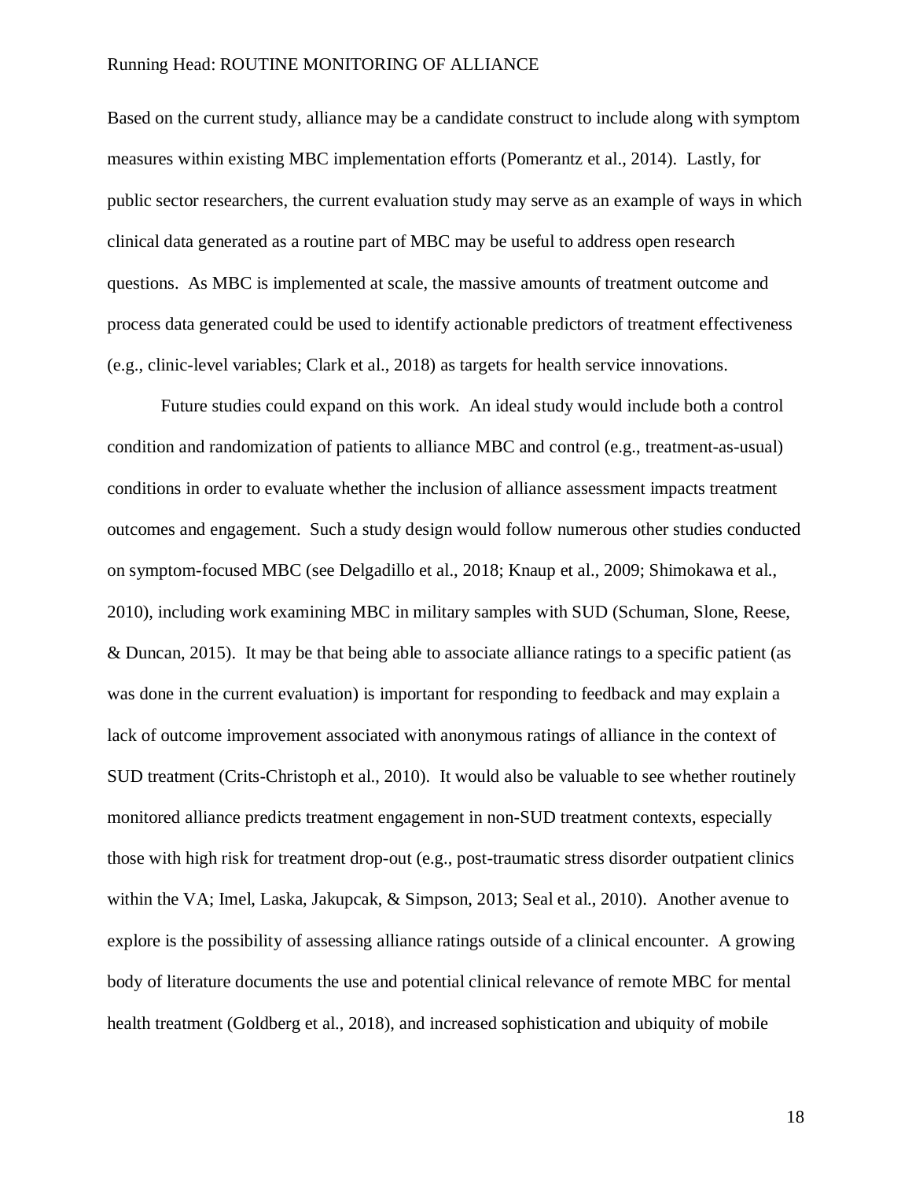Based on the current study, alliance may be a candidate construct to include along with symptom measures within existing MBC implementation efforts (Pomerantz et al., 2014). Lastly, for public sector researchers, the current evaluation study may serve as an example of ways in which clinical data generated as a routine part of MBC may be useful to address open research questions. As MBC is implemented at scale, the massive amounts of treatment outcome and process data generated could be used to identify actionable predictors of treatment effectiveness (e.g., clinic-level variables; Clark et al., 2018) as targets for health service innovations.

Future studies could expand on this work. An ideal study would include both a control condition and randomization of patients to alliance MBC and control (e.g., treatment-as-usual) conditions in order to evaluate whether the inclusion of alliance assessment impacts treatment outcomes and engagement. Such a study design would follow numerous other studies conducted on symptom-focused MBC (see Delgadillo et al., 2018; Knaup et al., 2009; Shimokawa et al., 2010), including work examining MBC in military samples with SUD (Schuman, Slone, Reese, & Duncan, 2015). It may be that being able to associate alliance ratings to a specific patient (as was done in the current evaluation) is important for responding to feedback and may explain a lack of outcome improvement associated with anonymous ratings of alliance in the context of SUD treatment (Crits-Christoph et al., 2010). It would also be valuable to see whether routinely monitored alliance predicts treatment engagement in non-SUD treatment contexts, especially those with high risk for treatment drop-out (e.g., post-traumatic stress disorder outpatient clinics within the VA; Imel, Laska, Jakupcak, & Simpson, 2013; Seal et al., 2010). Another avenue to explore is the possibility of assessing alliance ratings outside of a clinical encounter. A growing body of literature documents the use and potential clinical relevance of remote MBC for mental health treatment (Goldberg et al., 2018), and increased sophistication and ubiquity of mobile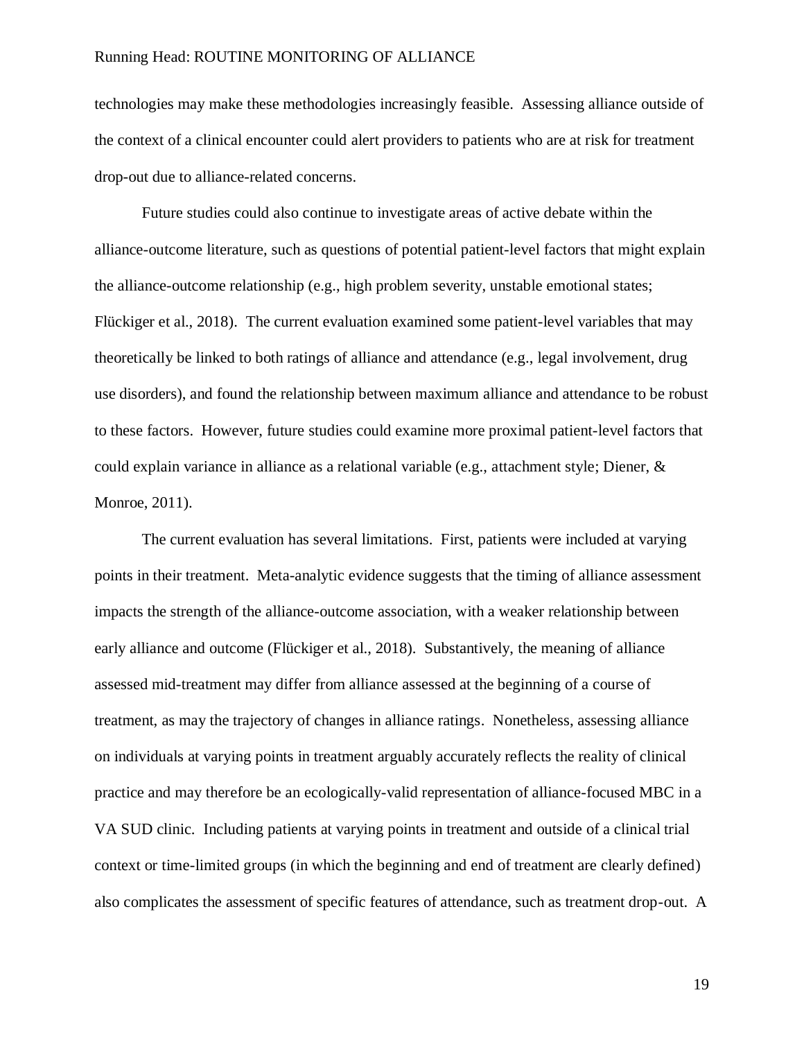technologies may make these methodologies increasingly feasible. Assessing alliance outside of the context of a clinical encounter could alert providers to patients who are at risk for treatment drop-out due to alliance-related concerns.

Future studies could also continue to investigate areas of active debate within the alliance-outcome literature, such as questions of potential patient-level factors that might explain the alliance-outcome relationship (e.g., high problem severity, unstable emotional states; Flückiger et al., 2018). The current evaluation examined some patient-level variables that may theoretically be linked to both ratings of alliance and attendance (e.g., legal involvement, drug use disorders), and found the relationship between maximum alliance and attendance to be robust to these factors. However, future studies could examine more proximal patient-level factors that could explain variance in alliance as a relational variable (e.g., attachment style; Diener, & Monroe, 2011).

The current evaluation has several limitations. First, patients were included at varying points in their treatment. Meta-analytic evidence suggests that the timing of alliance assessment impacts the strength of the alliance-outcome association, with a weaker relationship between early alliance and outcome (Flückiger et al., 2018). Substantively, the meaning of alliance assessed mid-treatment may differ from alliance assessed at the beginning of a course of treatment, as may the trajectory of changes in alliance ratings. Nonetheless, assessing alliance on individuals at varying points in treatment arguably accurately reflects the reality of clinical practice and may therefore be an ecologically-valid representation of alliance-focused MBC in a VA SUD clinic. Including patients at varying points in treatment and outside of a clinical trial context or time-limited groups (in which the beginning and end of treatment are clearly defined) also complicates the assessment of specific features of attendance, such as treatment drop-out. A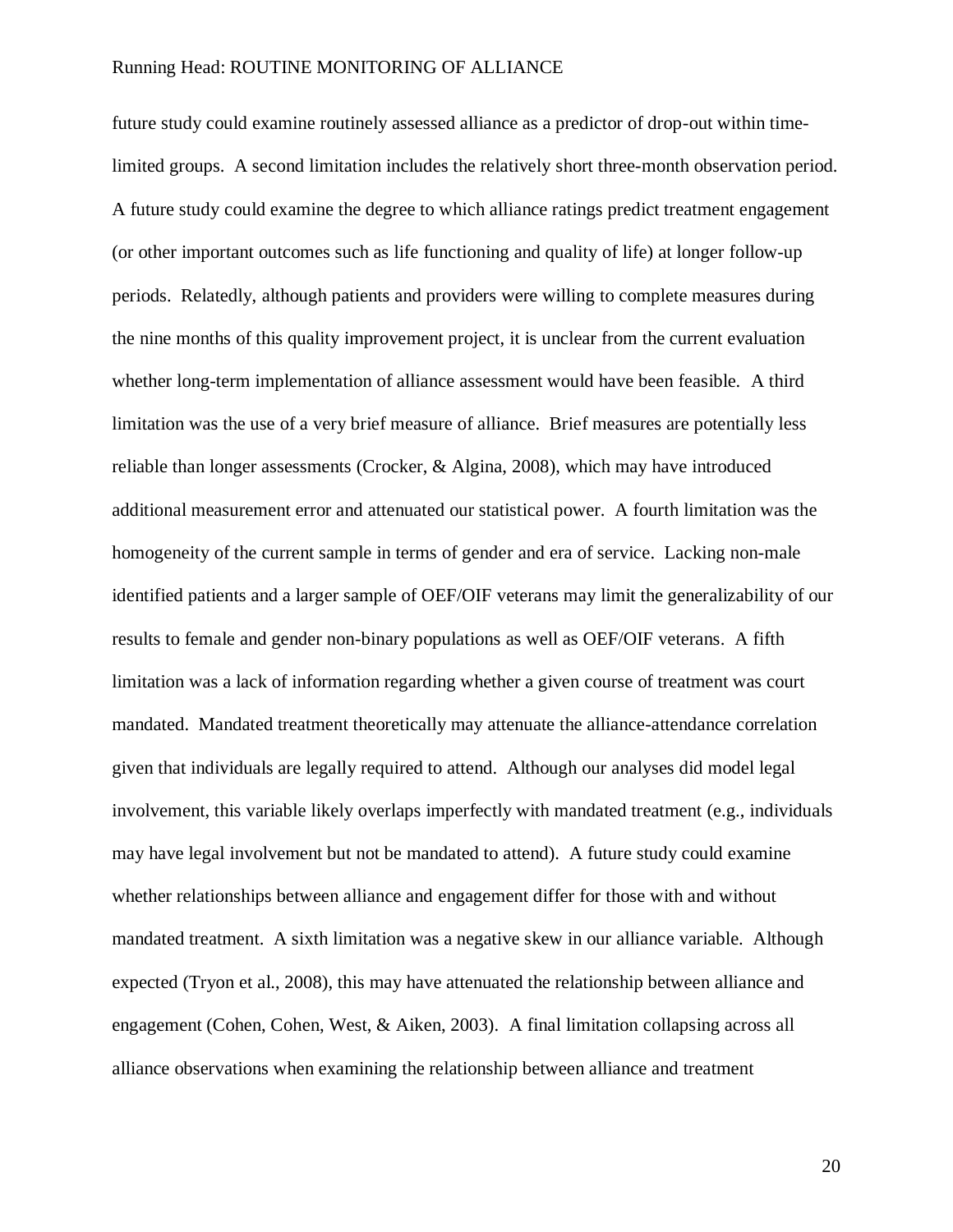future study could examine routinely assessed alliance as a predictor of drop-out within time-limited groups. A second limitation includes the relatively short three-month observation period. A future study could examine the degree to which alliance ratings predict treatment engagement (or other important outcomes such as life functioning and quality of life) at longer follow-up periods. Relatedly, although patients and providers were willing to complete measures during the nine months of this quality improvement project, it is unclear from the current evaluation whether long-term implementation of alliance assessment would have been feasible. A third limitation was the use of a very brief measure of alliance. Brief measures are potentially less reliable than longer assessments (Crocker, & Algina, 2008), which may have introduced additional measurement error and attenuated our statistical power. A fourth limitation was the homogeneity of the current sample in terms of gender and era of service. Lacking non-male identified patients and a larger sample of OEF/OIF veterans may limit the generalizability of our results to female and gender non-binary populations as well as OEF/OIF veterans. A fifth limitation was a lack of information regarding whether a given course of treatment was court mandated. Mandated treatment theoretically may attenuate the alliance-attendance correlation given that individuals are legally required to attend. Although our analyses did model legal involvement, this variable likely overlaps imperfectly with mandated treatment (e.g., individuals may have legal involvement but not be mandated to attend). A future study could examine whether relationships between alliance and engagement differ for those with and without mandated treatment. A sixth limitation was a negative skew in our alliance variable. Although expected (Tryon et al., 2008), this may have attenuated the relationship between alliance and engagement (Cohen, Cohen, West, & Aiken, 2003). A final limitation collapsing across all alliance observations when examining the relationship between alliance and treatment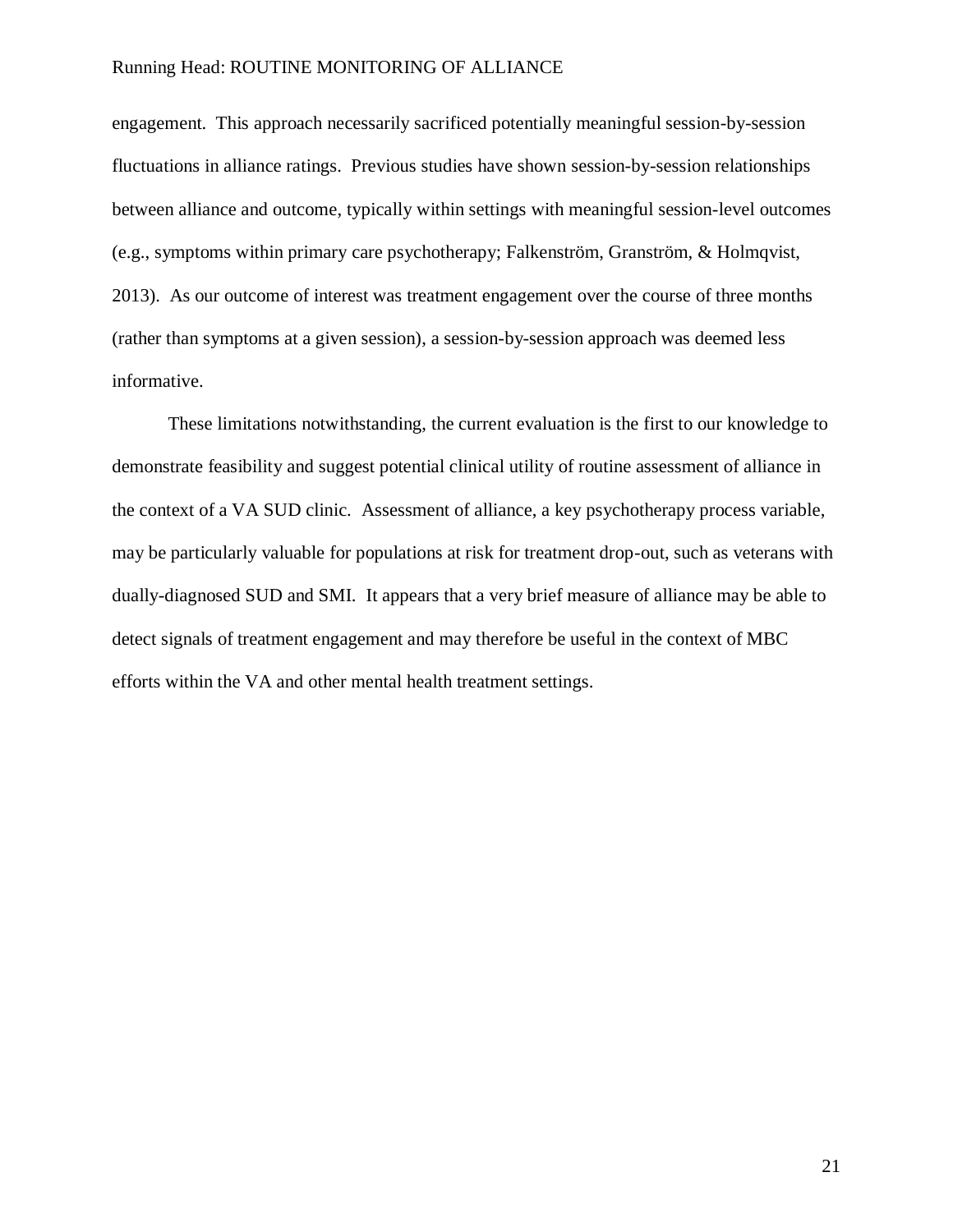engagement. This approach necessarily sacrificed potentially meaningful session-by-session fluctuations in alliance ratings. Previous studies have shown session-by-session relationships between alliance and outcome, typically within settings with meaningful session-level outcomes (e.g., symptoms within primary care psychotherapy; Falkenström, Granström, & Holmqvist, 2013). As our outcome of interest was treatment engagement over the course of three months (rather than symptoms at a given session), a session-by-session approach was deemed less informative.

These limitations notwithstanding, the current evaluation is the first to our knowledge to demonstrate feasibility and suggest potential clinical utility of routine assessment of alliance in the context of a VA SUD clinic. Assessment of alliance, a key psychotherapy process variable, may be particularly valuable for populations at risk for treatment drop-out, such as veterans with dually-diagnosed SUD and SMI. It appears that a very brief measure of alliance may be able to detect signals of treatment engagement and may therefore be useful in the context of MBC efforts within the VA and other mental health treatment settings.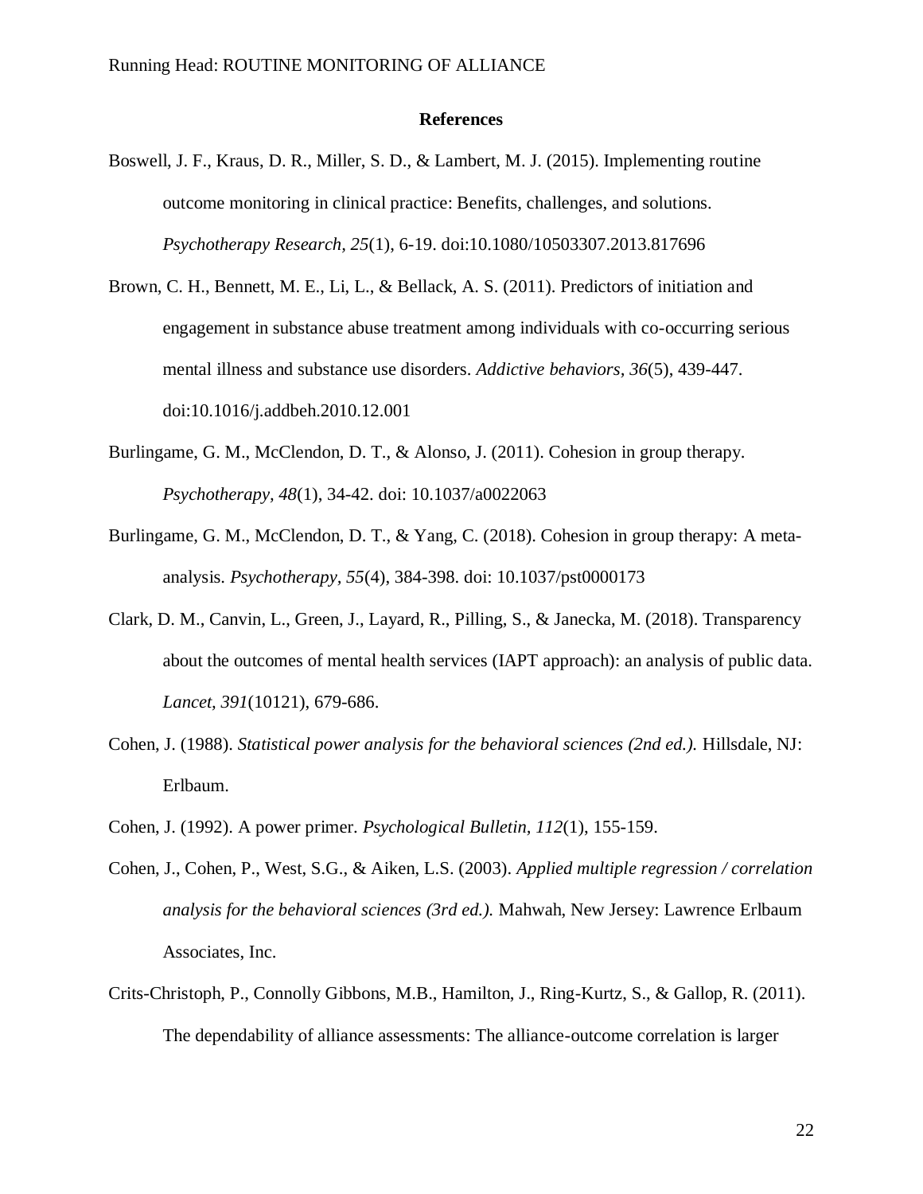## References

Boswell, J. F., Kraus, D. R., Miller, S. D., & Lambert, M. J. (2015). Implementing routine outcome monitoring in clinical practice: Benefits, challenges, and solutions. *Psychotherapy Research, 25*(1), 6-19. doi:10.1080/10503307.2013.817696

Brown, C. H., Bennett, M. E., Li, L., & Bellack, A. S. (2011). Predictors of initiation and engagement in substance abuse treatment among individuals with co-occurring serious mental illness and substance use disorders. *Addictive behaviors, 36*(5), 439-447. doi:10.1016/j.addbeh.2010.12.001

Burlingame, G. M., McClendon, D. T., & Alonso, J. (2011). Cohesion in group therapy. *Psychotherapy, 48*(1), 34-42. doi: 10.1037/a0022063

Burlingame, G. M., McClendon, D. T., & Yang, C. (2018). Cohesion in group therapy: A meta-analysis. *Psychotherapy, 55*(4), 384-398. doi: 10.1037/pst0000173

Clark, D. M., Canvin, L., Green, J., Layard, R., Pilling, S., & Janecka, M. (2018). Transparency about the outcomes of mental health services (IAPT approach): an analysis of public data. *Lancet, 391*(10121), 679-686.

Cohen, J. (1988). *Statistical power analysis for the behavioral sciences (2nd ed.).* Hillsdale, NJ: Erlbaum.

Cohen, J. (1992). A power primer. *Psychological Bulletin, 112*(1), 155-159.

Cohen, J., Cohen, P., West, S.G., & Aiken, L.S. (2003). *Applied multiple regression / correlation analysis for the behavioral sciences (3rd ed.).* Mahwah, New Jersey: Lawrence Erlbaum Associates, Inc.

Crits-Christoph, P., Connolly Gibbons, M.B., Hamilton, J., Ring-Kurtz, S., & Gallop, R. (2011). The dependability of alliance assessments: The alliance-outcome correlation is larger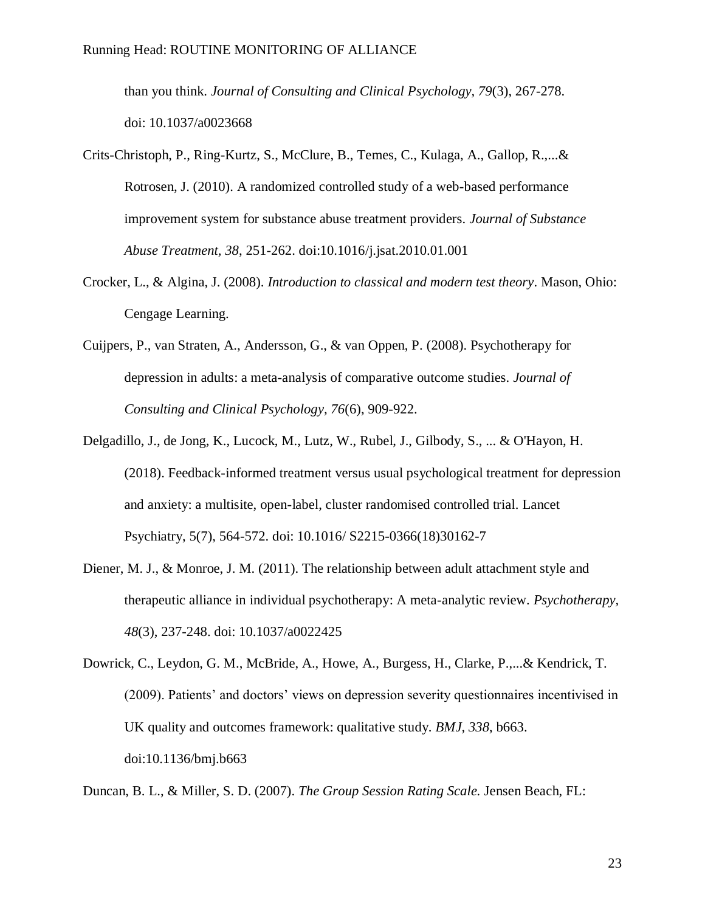than you think. *Journal of Consulting and Clinical Psychology, 79*(3), 267-278. doi: 10.1037/a0023668

Crits-Christoph, P., Ring-Kurtz, S., McClure, B., Temes, C., Kulaga, A., Gallop, R.,...& Rotrosen, J. (2010). A randomized controlled study of a web-based performance improvement system for substance abuse treatment providers. *Journal of Substance Abuse Treatment, 38*, 251-262. doi:10.1016/j.jsat.2010.01.001

Crocker, L., & Algina, J. (2008). *Introduction to classical and modern test theory*. Mason, Ohio: Cengage Learning.

Cuijpers, P., van Straten, A., Andersson, G., & van Oppen, P. (2008). Psychotherapy for depression in adults: a meta-analysis of comparative outcome studies. *Journal of Consulting and Clinical Psychology, 76*(6), 909-922.

Delgadillo, J., de Jong, K., Lucock, M., Lutz, W., Rubel, J., Gilbody, S., ... & O'Hayon, H. (2018). Feedback-informed treatment versus usual psychological treatment for depression and anxiety: a multisite, open-label, cluster randomised controlled trial. Lancet Psychiatry, 5(7), 564-572. doi: 10.1016/ S2215-0366(18)30162-7

Diener, M. J., & Monroe, J. M. (2011). The relationship between adult attachment style and therapeutic alliance in individual psychotherapy: A meta-analytic review. *Psychotherapy, 48*(3), 237-248. doi: 10.1037/a0022425

Dowrick, C., Leydon, G. M., McBride, A., Howe, A., Burgess, H., Clarke, P.,...& Kendrick, T. (2009). Patients' and doctors' views on depression severity questionnaires incentivised in UK quality and outcomes framework: qualitative study. *BMJ, 338*, b663. doi:10.1136/bmj.b663

Duncan, B. L., & Miller, S. D. (2007). *The Group Session Rating Scale.* Jensen Beach, FL: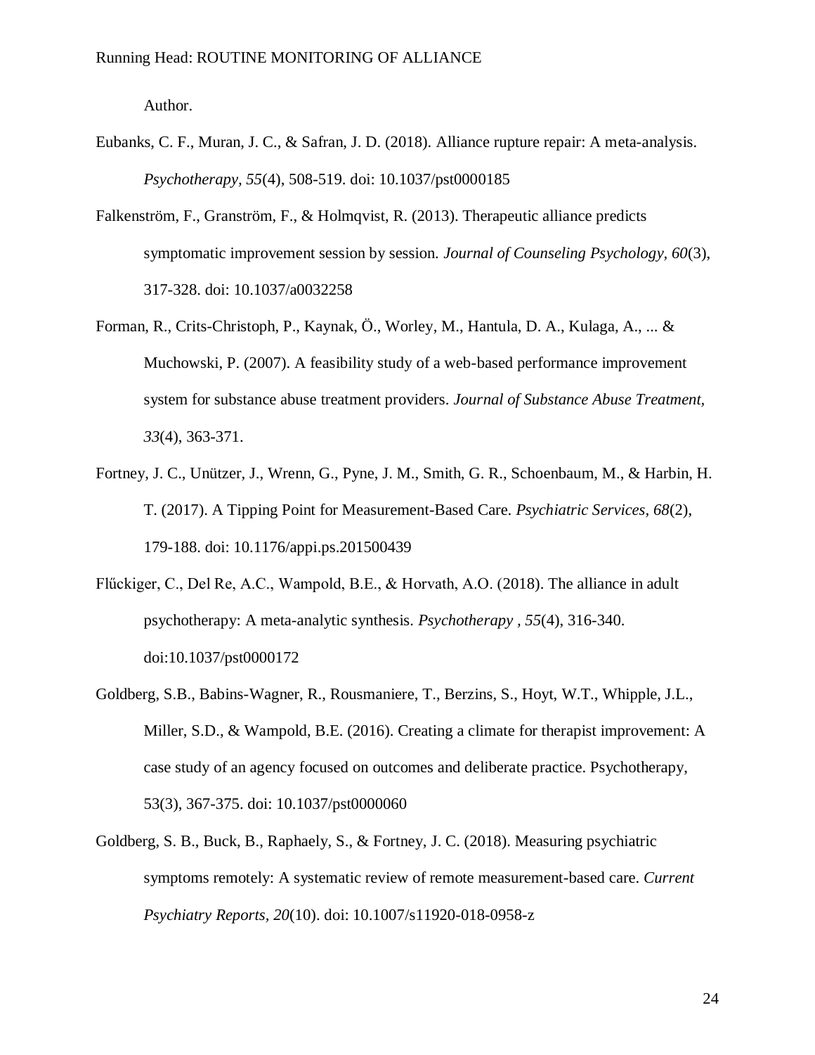Author.

Eubanks, C. F., Muran, J. C., & Safran, J. D. (2018). Alliance rupture repair: A meta-analysis. *Psychotherapy*, *55*(4), 508-519. doi: 10.1037/pst0000185

Falkenström, F., Granström, F., & Holmqvist, R. (2013). Therapeutic alliance predicts symptomatic improvement session by session. *Journal of Counseling Psychology*, *60*(3), 317-328. doi: 10.1037/a0032258

Forman, R., Crits-Christoph, P., Kaynak, Ö., Worley, M., Hantula, D. A., Kulaga, A., ... & Muchowski, P. (2007). A feasibility study of a web-based performance improvement system for substance abuse treatment providers. *Journal of Substance Abuse Treatment, 33*(4), 363-371.

Fortney, J. C., Unützer, J., Wrenn, G., Pyne, J. M., Smith, G. R., Schoenbaum, M., & Harbin, H. T. (2017). A Tipping Point for Measurement-Based Care. *Psychiatric Services, 68*(2), 179-188. doi: 10.1176/appi.ps.201500439

Flűckiger, C., Del Re, A.C., Wampold, B.E., & Horvath, A.O. (2018). The alliance in adult psychotherapy: A meta-analytic synthesis. *Psychotherapy* , *55*(4), 316-340. doi:10.1037/pst0000172

Goldberg, S.B., Babins-Wagner, R., Rousmaniere, T., Berzins, S., Hoyt, W.T., Whipple, J.L., Miller, S.D., & Wampold, B.E. (2016). Creating a climate for therapist improvement: A case study of an agency focused on outcomes and deliberate practice. Psychotherapy, 53(3), 367-375. doi: 10.1037/pst0000060

Goldberg, S. B., Buck, B., Raphaely, S., & Fortney, J. C. (2018). Measuring psychiatric symptoms remotely: A systematic review of remote measurement-based care. *Current Psychiatry Reports, 20*(10). doi: 10.1007/s11920-018-0958-z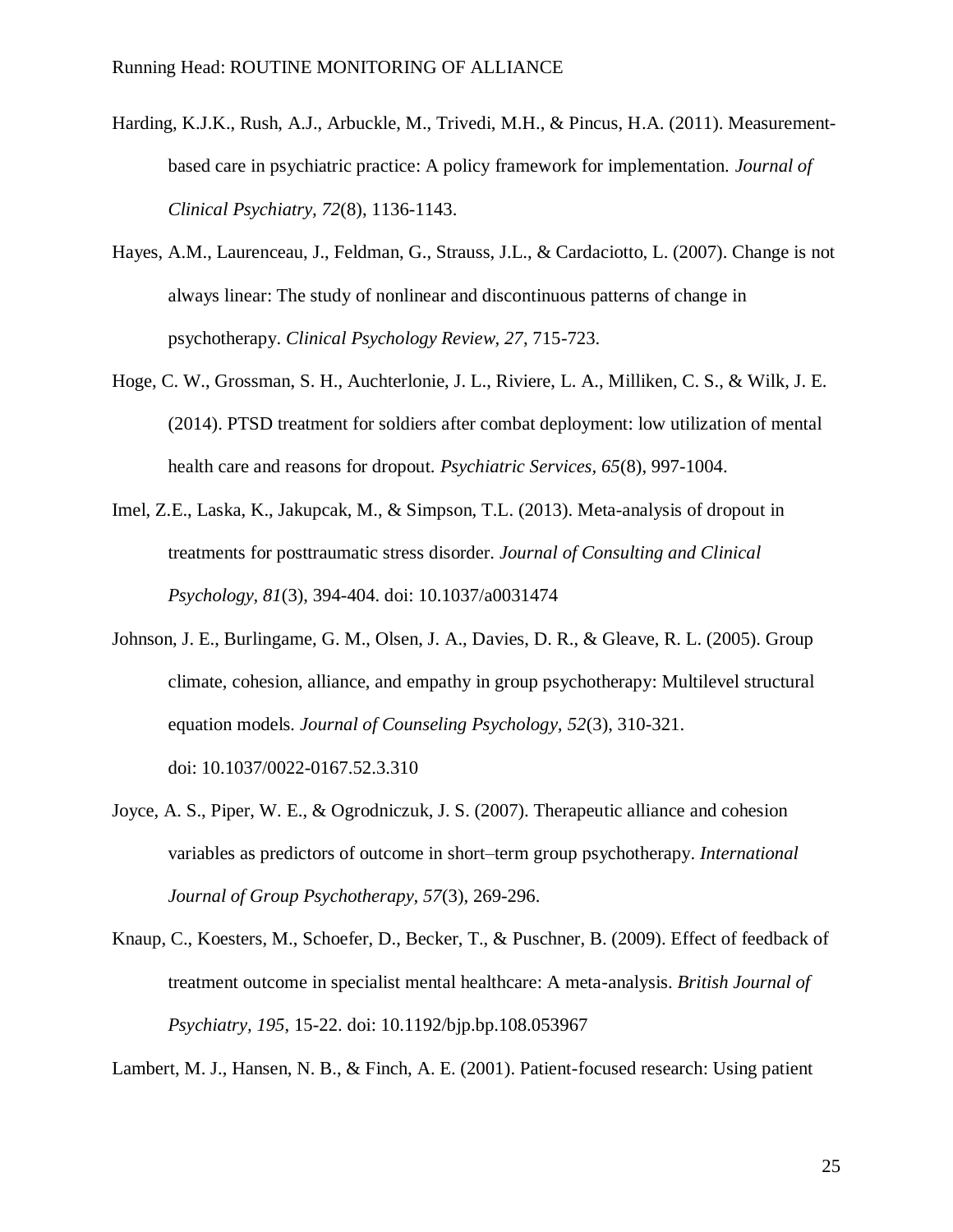Harding, K.J.K., Rush, A.J., Arbuckle, M., Trivedi, M.H., & Pincus, H.A. (2011). Measurement-based care in psychiatric practice: A policy framework for implementation. *Journal of Clinical Psychiatry, 72*(8), 1136-1143.

Hayes, A.M., Laurenceau, J., Feldman, G., Strauss, J.L., & Cardaciotto, L. (2007). Change is not always linear: The study of nonlinear and discontinuous patterns of change in psychotherapy. *Clinical Psychology Review, 27*, 715-723.

Hoge, C. W., Grossman, S. H., Auchterlonie, J. L., Riviere, L. A., Milliken, C. S., & Wilk, J. E. (2014). PTSD treatment for soldiers after combat deployment: low utilization of mental health care and reasons for dropout. *Psychiatric Services, 65*(8), 997-1004.

Imel, Z.E., Laska, K., Jakupcak, M., & Simpson, T.L. (2013). Meta-analysis of dropout in treatments for posttraumatic stress disorder. *Journal of Consulting and Clinical Psychology, 81*(3), 394-404. doi: 10.1037/a0031474

Johnson, J. E., Burlingame, G. M., Olsen, J. A., Davies, D. R., & Gleave, R. L. (2005). Group climate, cohesion, alliance, and empathy in group psychotherapy: Multilevel structural equation models. *Journal of Counseling Psychology, 52*(3), 310-321. doi: 10.1037/0022-0167.52.3.310

Joyce, A. S., Piper, W. E., & Ogrodniczuk, J. S. (2007). Therapeutic alliance and cohesion variables as predictors of outcome in short–term group psychotherapy. *International Journal of Group Psychotherapy, 57*(3), 269-296.

Knaup, C., Koesters, M., Schoefer, D., Becker, T., & Puschner, B. (2009). Effect of feedback of treatment outcome in specialist mental healthcare: A meta-analysis. *British Journal of Psychiatry, 195*, 15-22. doi: 10.1192/bjp.bp.108.053967

Lambert, M. J., Hansen, N. B., & Finch, A. E. (2001). Patient-focused research: Using patient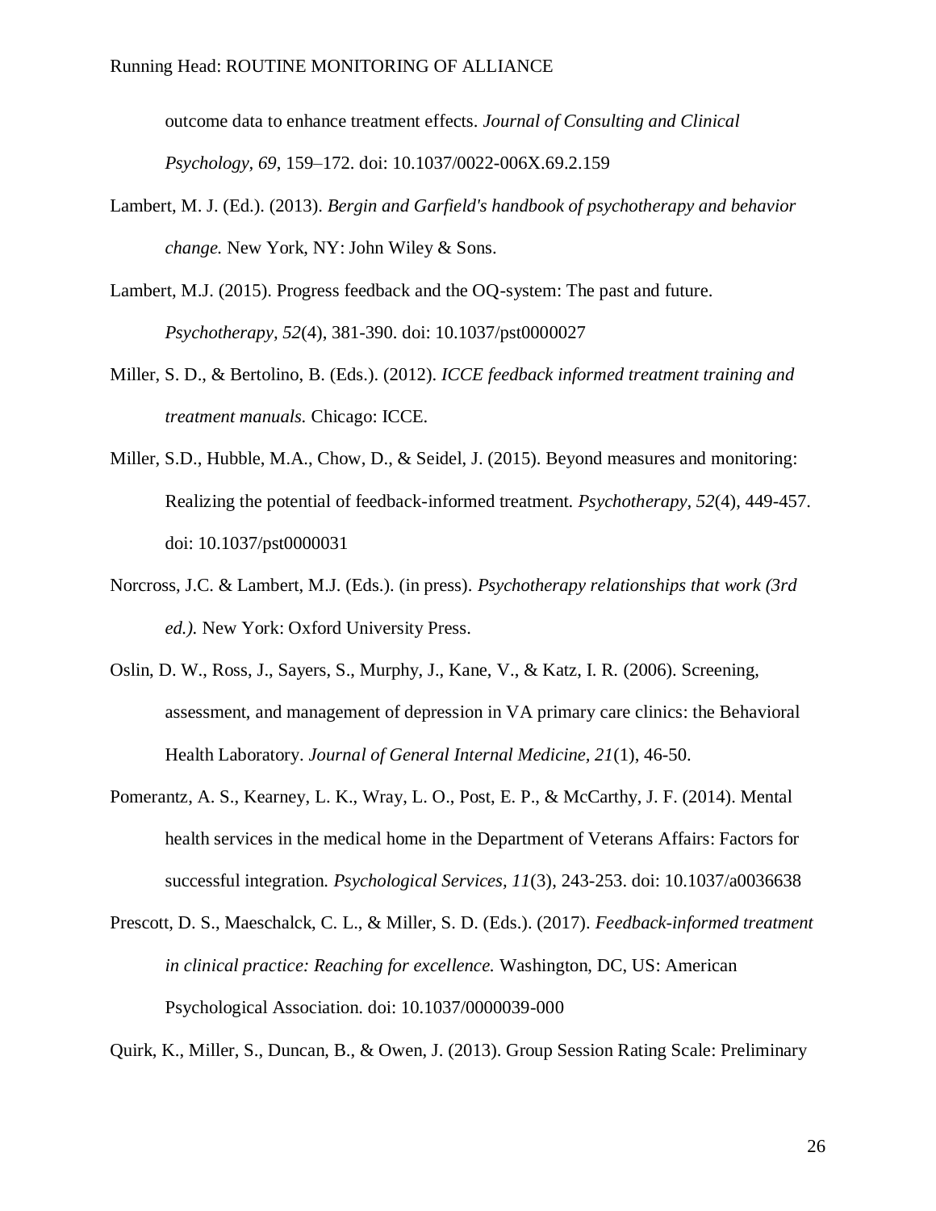outcome data to enhance treatment effects. *Journal of Consulting and Clinical Psychology, 69*, 159–172. doi: 10.1037/0022-006X.69.2.159

Lambert, M. J. (Ed.). (2013). *Bergin and Garfield's handbook of psychotherapy and behavior change.* New York, NY: John Wiley & Sons.

Lambert, M.J. (2015). Progress feedback and the OQ-system: The past and future. *Psychotherapy, 52*(4), 381-390. doi: 10.1037/pst0000027

Miller, S. D., & Bertolino, B. (Eds.). (2012). *ICCE feedback informed treatment training and treatment manuals.* Chicago: ICCE.

Miller, S.D., Hubble, M.A., Chow, D., & Seidel, J. (2015). Beyond measures and monitoring: Realizing the potential of feedback-informed treatment. *Psychotherapy, 52*(4), 449-457. doi: 10.1037/pst0000031

Norcross, J.C. & Lambert, M.J. (Eds.). (in press). *Psychotherapy relationships that work (3rd ed.).* New York: Oxford University Press.

Oslin, D. W., Ross, J., Sayers, S., Murphy, J., Kane, V., & Katz, I. R. (2006). Screening, assessment, and management of depression in VA primary care clinics: the Behavioral Health Laboratory. *Journal of General Internal Medicine, 21*(1), 46-50.

Pomerantz, A. S., Kearney, L. K., Wray, L. O., Post, E. P., & McCarthy, J. F. (2014). Mental health services in the medical home in the Department of Veterans Affairs: Factors for successful integration. *Psychological Services, 11*(3), 243-253. doi: 10.1037/a0036638

Prescott, D. S., Maeschalck, C. L., & Miller, S. D. (Eds.). (2017). *Feedback-informed treatment in clinical practice: Reaching for excellence.* Washington, DC, US: American Psychological Association. doi: 10.1037/0000039-000

Quirk, K., Miller, S., Duncan, B., & Owen, J. (2013). Group Session Rating Scale: Preliminary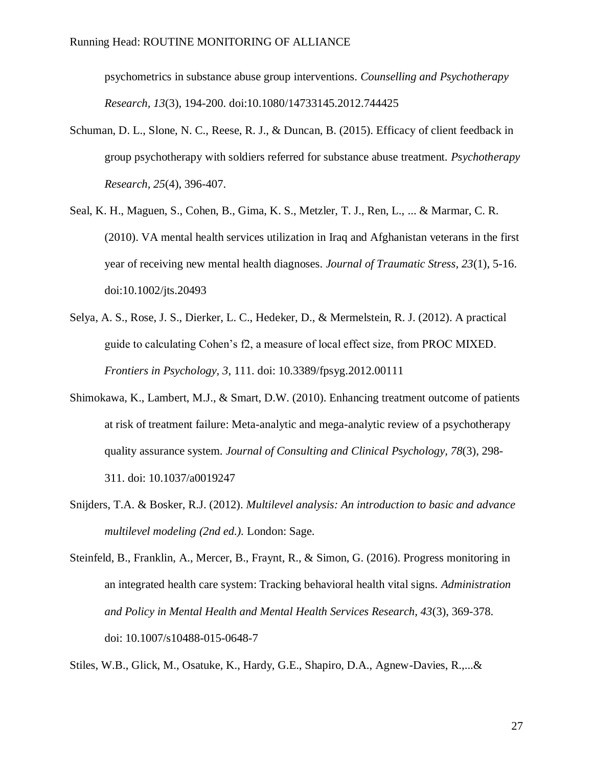psychometrics in substance abuse group interventions. *Counselling and Psychotherapy Research, 13*(3), 194-200. doi:10.1080/14733145.2012.744425

Schuman, D. L., Slone, N. C., Reese, R. J., & Duncan, B. (2015). Efficacy of client feedback in group psychotherapy with soldiers referred for substance abuse treatment. *Psychotherapy Research, 25*(4), 396-407.

Seal, K. H., Maguen, S., Cohen, B., Gima, K. S., Metzler, T. J., Ren, L., ... & Marmar, C. R. (2010). VA mental health services utilization in Iraq and Afghanistan veterans in the first year of receiving new mental health diagnoses. *Journal of Traumatic Stress, 23*(1), 5-16. doi:10.1002/jts.20493

Selya, A. S., Rose, J. S., Dierker, L. C., Hedeker, D., & Mermelstein, R. J. (2012). A practical guide to calculating Cohen's f2, a measure of local effect size, from PROC MIXED. *Frontiers in Psychology, 3*, 111. doi: 10.3389/fpsyg.2012.00111

Shimokawa, K., Lambert, M.J., & Smart, D.W. (2010). Enhancing treatment outcome of patients at risk of treatment failure: Meta-analytic and mega-analytic review of a psychotherapy quality assurance system. *Journal of Consulting and Clinical Psychology, 78*(3), 298-311. doi: 10.1037/a0019247

Snijders, T.A. & Bosker, R.J. (2012). *Multilevel analysis: An introduction to basic and advance multilevel modeling (2nd ed.).* London: Sage.

Steinfeld, B., Franklin, A., Mercer, B., Fraynt, R., & Simon, G. (2016). Progress monitoring in an integrated health care system: Tracking behavioral health vital signs. *Administration and Policy in Mental Health and Mental Health Services Research, 43*(3), 369-378. doi: 10.1007/s10488-015-0648-7

Stiles, W.B., Glick, M., Osatuke, K., Hardy, G.E., Shapiro, D.A., Agnew-Davies, R.,...&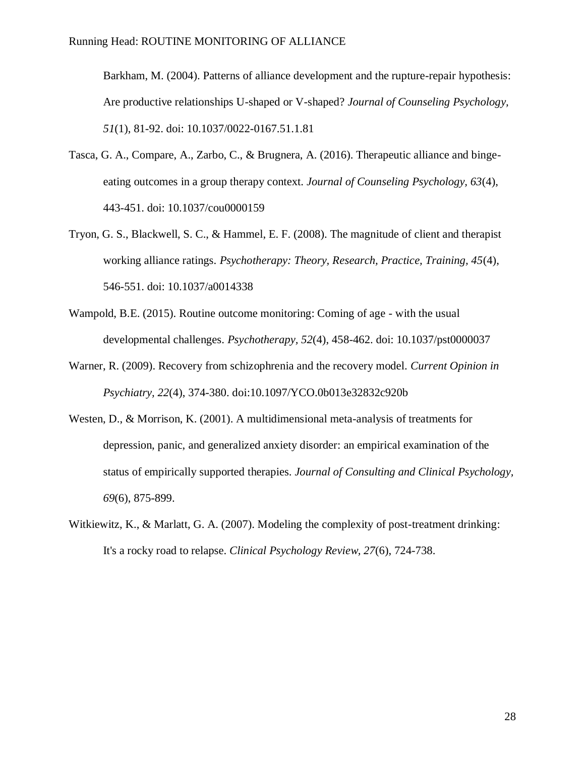Barkham, M. (2004). Patterns of alliance development and the rupture-repair hypothesis: Are productive relationships U-shaped or V-shaped? *Journal of Counseling Psychology, 51*(1), 81-92. doi: 10.1037/0022-0167.51.1.81

Tasca, G. A., Compare, A., Zarbo, C., & Brugnera, A. (2016). Therapeutic alliance and binge-eating outcomes in a group therapy context. *Journal of Counseling Psychology, 63*(4), 443-451. doi: 10.1037/cou0000159

Tryon, G. S., Blackwell, S. C., & Hammel, E. F. (2008). The magnitude of client and therapist working alliance ratings. *Psychotherapy: Theory, Research, Practice, Training, 45*(4), 546-551. doi: 10.1037/a0014338

Wampold, B.E. (2015). Routine outcome monitoring: Coming of age - with the usual developmental challenges. *Psychotherapy, 52*(4), 458-462. doi: 10.1037/pst0000037

Warner, R. (2009). Recovery from schizophrenia and the recovery model. *Current Opinion in Psychiatry, 22*(4), 374-380. doi:10.1097/YCO.0b013e32832c920b

Westen, D., & Morrison, K. (2001). A multidimensional meta-analysis of treatments for depression, panic, and generalized anxiety disorder: an empirical examination of the status of empirically supported therapies. *Journal of Consulting and Clinical Psychology, 69*(6), 875-899.

Witkiewitz, K., & Marlatt, G. A. (2007). Modeling the complexity of post-treatment drinking: It's a rocky road to relapse. *Clinical Psychology Review, 27*(6), 724-738.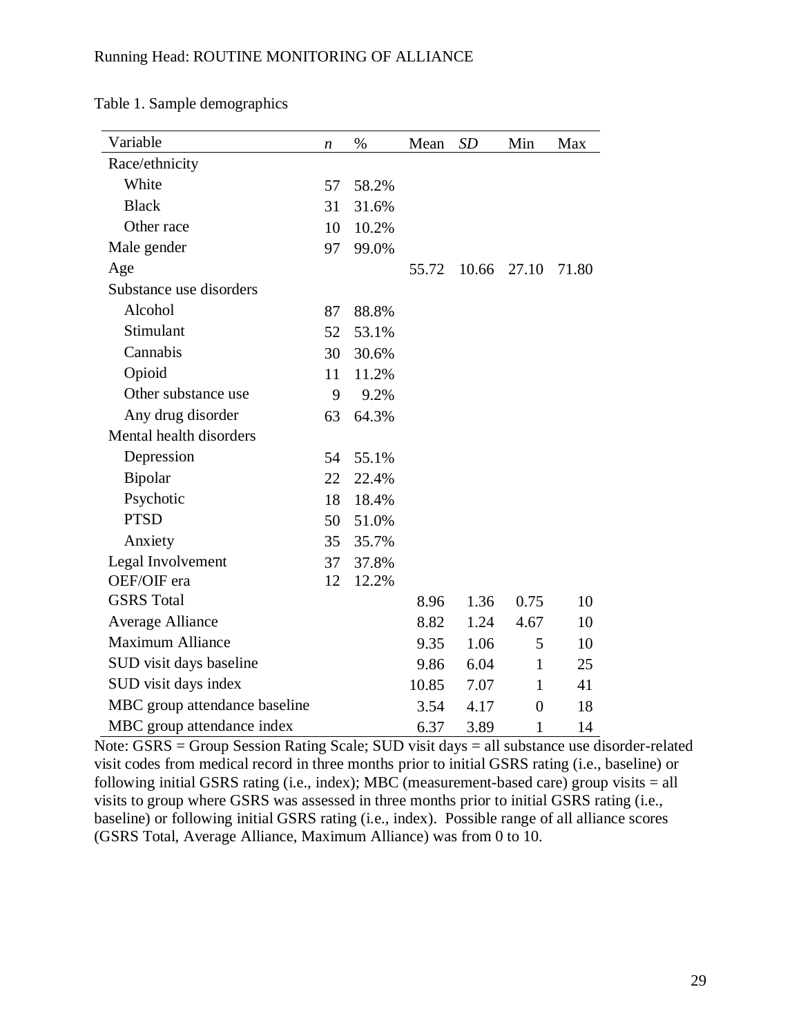Table 1. Sample demographics

| Variable | *n* | % | Mean | *SD* | Min | Max |
|---|---|---|---|---|---|---|
| Race/ethnicity | | | | | | |
| White | 57 | 58.2% | | | | |
| Black | 31 | 31.6% | | | | |
| Other race | 10 | 10.2% | | | | |
| Male gender | 97 | 99.0% | | | | |
| Age | | | 55.72 | 10.66 | 27.10 | 71.80 |
| Substance use disorders | | | | | | |
| Alcohol | 87 | 88.8% | | | | |
| Stimulant | 52 | 53.1% | | | | |
| Cannabis | 30 | 30.6% | | | | |
| Opioid | 11 | 11.2% | | | | |
| Other substance use | 9 | 9.2% | | | | |
| Any drug disorder | 63 | 64.3% | | | | |
| Mental health disorders | | | | | | |
| Depression | 54 | 55.1% | | | | |
| Bipolar | 22 | 22.4% | | | | |
| Psychotic | 18 | 18.4% | | | | |
| PTSD | 50 | 51.0% | | | | |
| Anxiety | 35 | 35.7% | | | | |
| Legal Involvement | 37 | 37.8% | | | | |
| OEF/OIF era | 12 | 12.2% | | | | |
| GSRS Total | | | 8.96 | 1.36 | 0.75 | 10 |
| Average Alliance | | | 8.82 | 1.24 | 4.67 | 10 |
| Maximum Alliance | | | 9.35 | 1.06 | 5 | 10 |
| SUD visit days baseline | | | 9.86 | 6.04 | 1 | 25 |
| SUD visit days index | | | 10.85 | 7.07 | 1 | 41 |
| MBC group attendance baseline | | | 3.54 | 4.17 | 0 | 18 |
| MBC group attendance index | | | 6.37 | 3.89 | 1 | 14 |

Note: GSRS = Group Session Rating Scale; SUD visit days = all substance use disorder-related visit codes from medical record in three months prior to initial GSRS rating (i.e., baseline) or following initial GSRS rating (i.e., index); MBC (measurement-based care) group visits = all visits to group where GSRS was assessed in three months prior to initial GSRS rating (i.e., baseline) or following initial GSRS rating (i.e., index). Possible range of all alliance scores (GSRS Total, Average Alliance, Maximum Alliance) was from 0 to 10.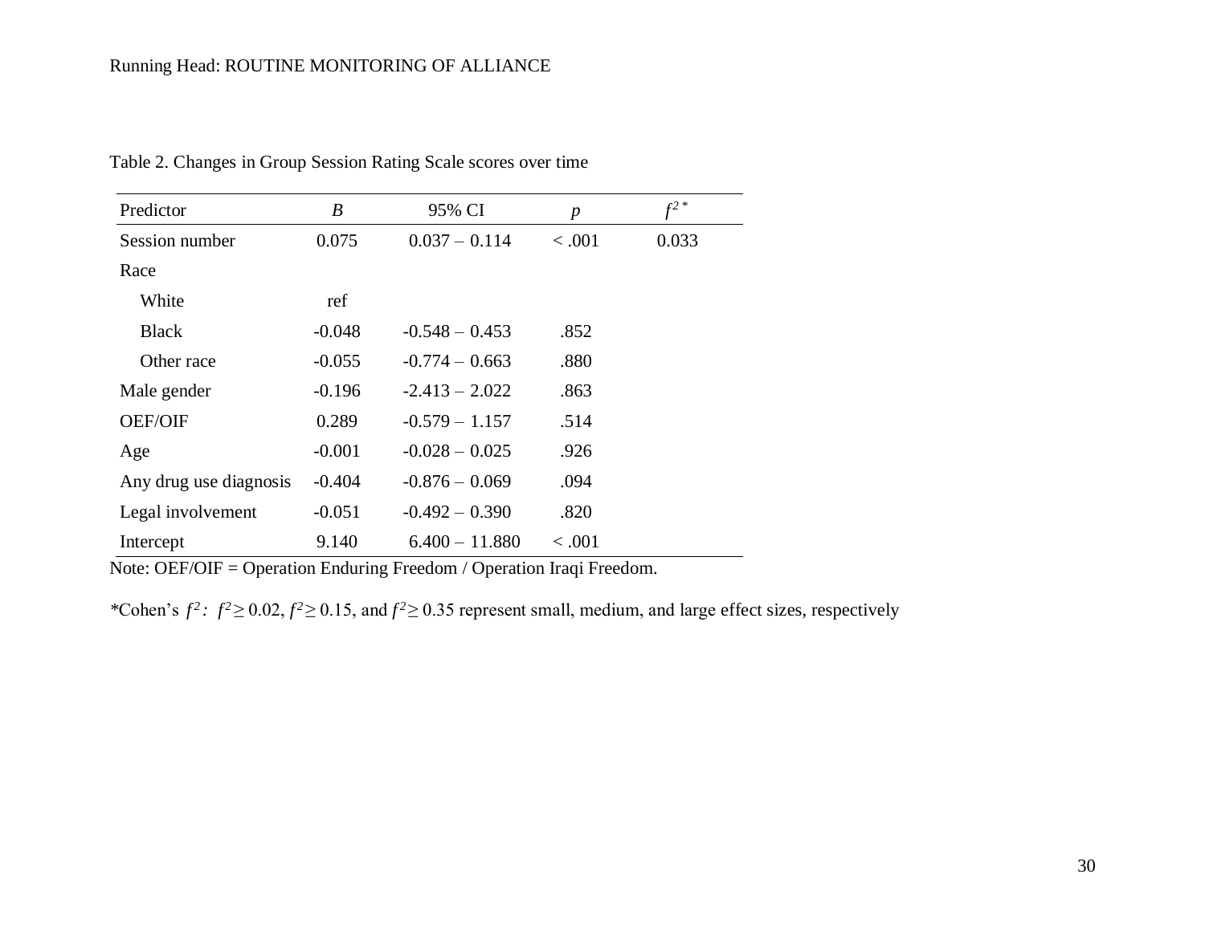Table 2. Changes in Group Session Rating Scale scores over time

| Predictor | *B* | 95% CI | *p* | $f^{2}$ * |
|---|---|---|---|---|
| Session number | 0.075 | 0.037 – 0.114 | < .001 | 0.033 |
| Race | | | | |
| White | ref | | | |
| Black | -0.048 | -0.548 – 0.453 | .852 | |
| Other race | -0.055 | -0.774 – 0.663 | .880 | |
| Male gender | -0.196 | -2.413 – 2.022 | .863 | |
| OEF/OIF | 0.289 | -0.579 – 1.157 | .514 | |
| Age | -0.001 | -0.028 – 0.025 | .926 | |
| Any drug use diagnosis | -0.404 | -0.876 – 0.069 | .094 | |
| Legal involvement | -0.051 | -0.492 – 0.390 | .820 | |
| Intercept | 9.140 | 6.400 – 11.880 | < .001 | |

Note: OEF/OIF = Operation Enduring Freedom / Operation Iraqi Freedom.

*Cohen's $f^2$: $f^2 \geq 0.02$, $f^2 \geq 0.15$, and $f^2 \geq 0.35$ represent small, medium, and large effect sizes, respectively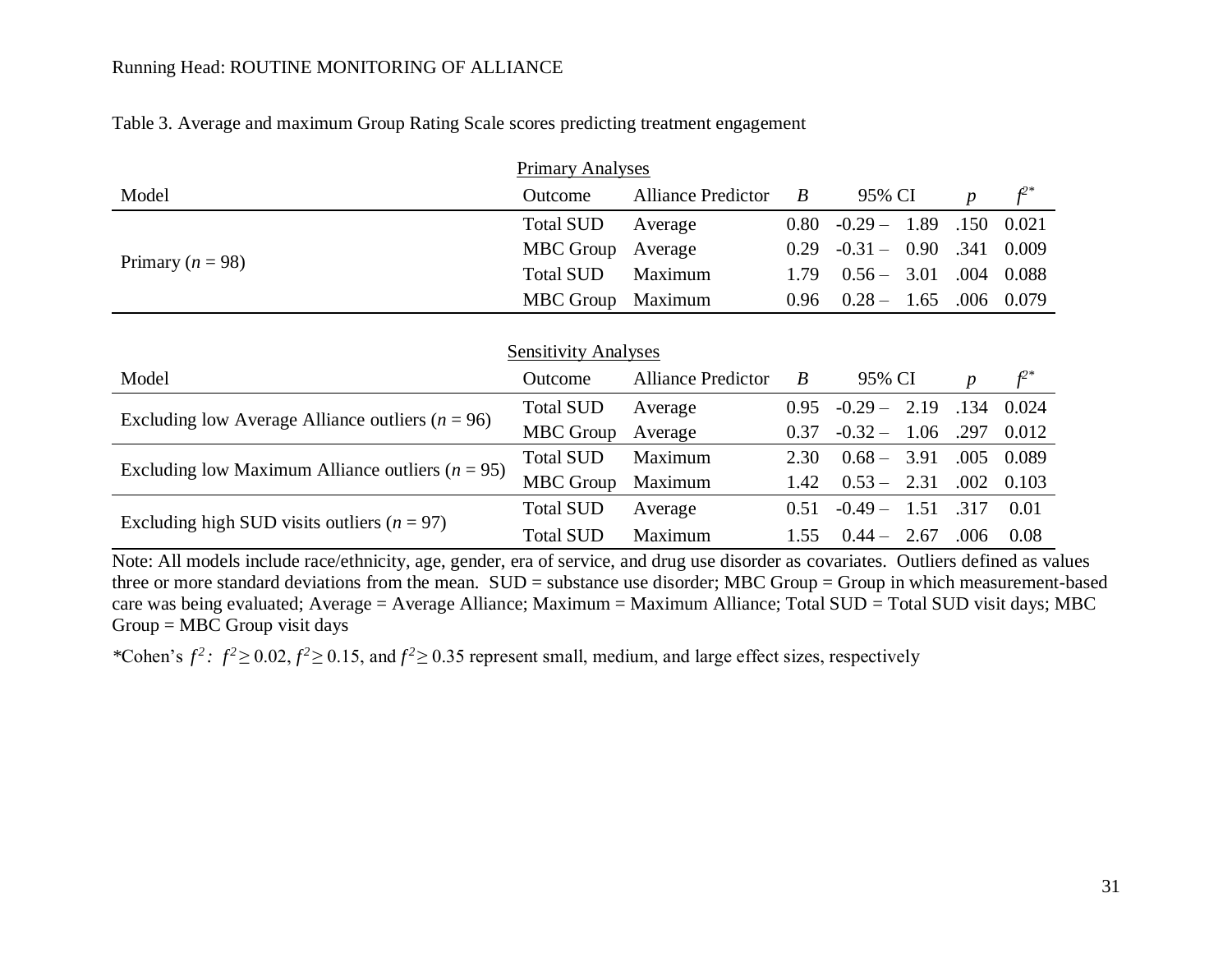Table 3. Average and maximum Group Rating Scale scores predicting treatment engagement

Primary Analyses

| Model | Outcome | Alliance Predictor | *B* | 95% CI | *p* | $f^{2*}$ |
|---|---|---|---|---|---|---|
| Primary ($n$ = 98) | Total SUD | Average | 0.80 | -0.29 – 1.89 | .150 | 0.021 |
| | MBC Group | Average | 0.29 | -0.31 – 0.90 | .341 | 0.009 |
| | Total SUD | Maximum | 1.79 | 0.56 – 3.01 | .004 | 0.088 |
| | MBC Group | Maximum | 0.96 | 0.28 – 1.65 | .006 | 0.079 |

Sensitivity Analyses

| Model | Outcome | Alliance Predictor | *B* | 95% CI | *p* | $f^{2*}$ |
|---|---|---|---|---|---|---|
| Excluding low Average Alliance outliers ($n$ = 96) | Total SUD | Average | 0.95 | -0.29 – 2.19 | .134 | 0.024 |
| | MBC Group | Average | 0.37 | -0.32 – 1.06 | .297 | 0.012 |
| Excluding low Maximum Alliance outliers ($n$ = 95) | Total SUD | Maximum | 2.30 | 0.68 – 3.91 | .005 | 0.089 |
| | MBC Group | Maximum | 1.42 | 0.53 – 2.31 | .002 | 0.103 |
| Excluding high SUD visits outliers ($n$ = 97) | Total SUD | Average | 0.51 | -0.49 – 1.51 | .317 | 0.01 |
| | Total SUD | Maximum | 1.55 | 0.44 – 2.67 | .006 | 0.08 |

Note: All models include race/ethnicity, age, gender, era of service, and drug use disorder as covariates. Outliers defined as values three or more standard deviations from the mean. SUD = substance use disorder; MBC Group = Group in which measurement-based care was being evaluated; Average = Average Alliance; Maximum = Maximum Alliance; Total SUD = Total SUD visit days; MBC Group = MBC Group visit days

*Cohen's $f^2$: $f^2 \geq 0.02$, $f^2 \geq 0.15$, and $f^2 \geq 0.35$ represent small, medium, and large effect sizes, respectively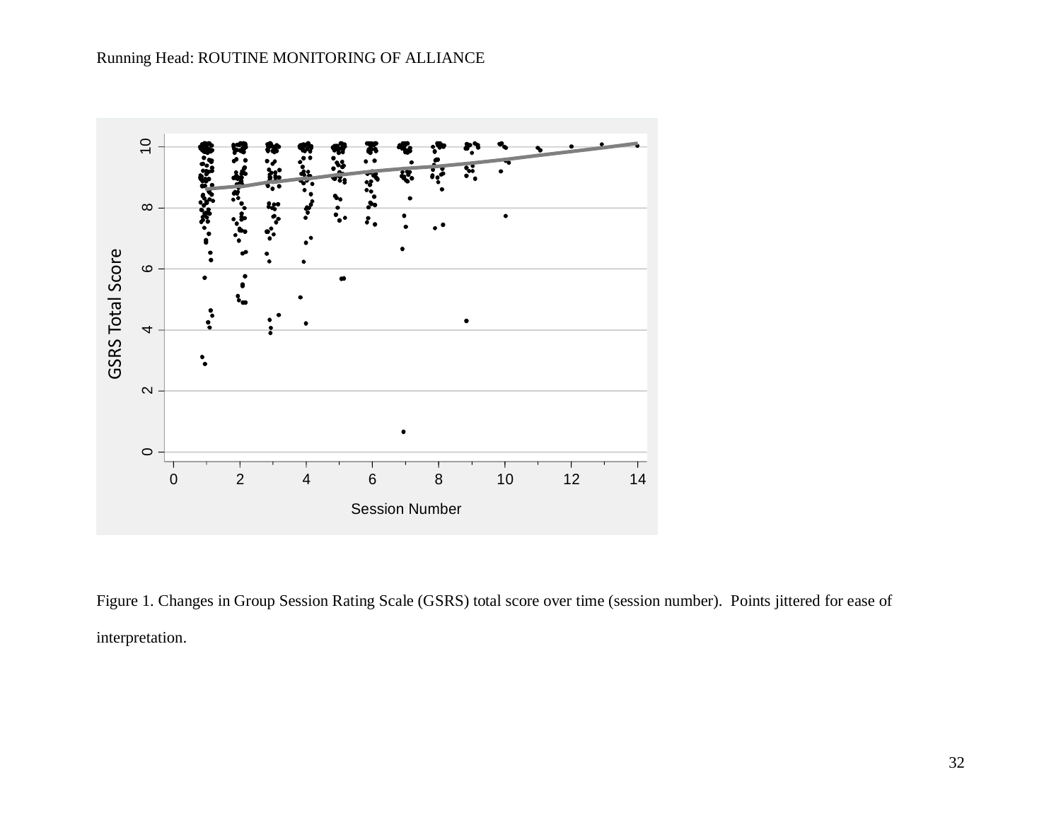Figure 1. Changes in Group Session Rating Scale (GSRS) total score over time (session number). Points jittered for ease of interpretation.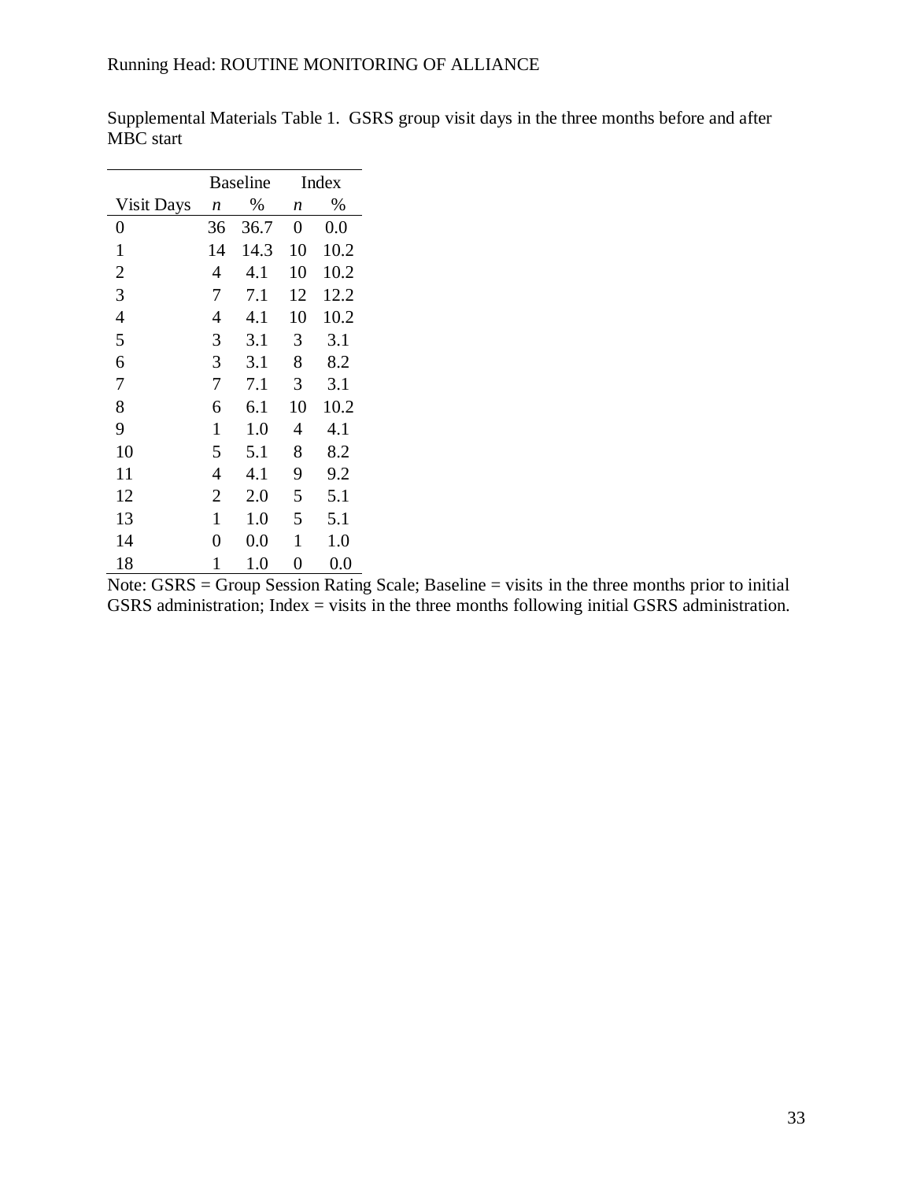Supplemental Materials Table 1. GSRS group visit days in the three months before and after MBC start

| | Baseline | | Index | |
|---|---|---|---|---|
| Visit Days | *n* | % | *n* | % |
| 0 | 36 | 36.7 | 0 | 0.0 |
| 1 | 14 | 14.3 | 10 | 10.2 |
| 2 | 4 | 4.1 | 10 | 10.2 |
| 3 | 7 | 7.1 | 12 | 12.2 |
| 4 | 4 | 4.1 | 10 | 10.2 |
| 5 | 3 | 3.1 | 3 | 3.1 |
| 6 | 3 | 3.1 | 8 | 8.2 |
| 7 | 7 | 7.1 | 3 | 3.1 |
| 8 | 6 | 6.1 | 10 | 10.2 |
| 9 | 1 | 1.0 | 4 | 4.1 |
| 10 | 5 | 5.1 | 8 | 8.2 |
| 11 | 4 | 4.1 | 9 | 9.2 |
| 12 | 2 | 2.0 | 5 | 5.1 |
| 13 | 1 | 1.0 | 5 | 5.1 |
| 14 | 0 | 0.0 | 1 | 1.0 |
| 18 | 1 | 1.0 | 0 | 0.0 |

Note: GSRS = Group Session Rating Scale; Baseline = visits in the three months prior to initial GSRS administration; Index = visits in the three months following initial GSRS administration.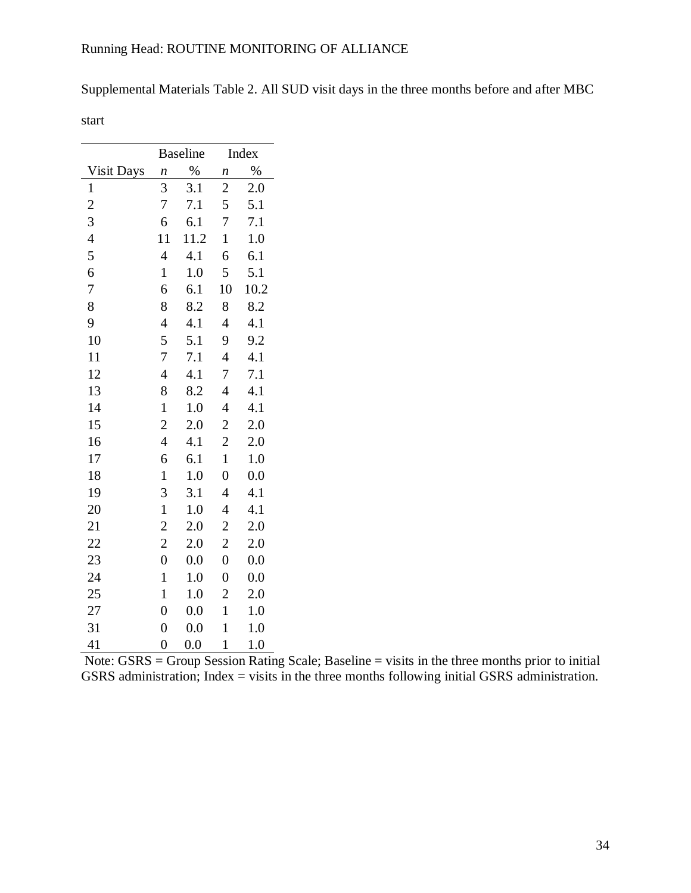Supplemental Materials Table 2. All SUD visit days in the three months before and after MBC start

| | Baseline | | Index | |
|---|---|---|---|---|
| Visit Days | *n* | % | *n* | % |
| 1 | 3 | 3.1 | 2 | 2.0 |
| 2 | 7 | 7.1 | 5 | 5.1 |
| 3 | 6 | 6.1 | 7 | 7.1 |
| 4 | 11 | 11.2 | 1 | 1.0 |
| 5 | 4 | 4.1 | 6 | 6.1 |
| 6 | 1 | 1.0 | 5 | 5.1 |
| 7 | 6 | 6.1 | 10 | 10.2 |
| 8 | 8 | 8.2 | 8 | 8.2 |
| 9 | 4 | 4.1 | 4 | 4.1 |
| 10 | 5 | 5.1 | 9 | 9.2 |
| 11 | 7 | 7.1 | 4 | 4.1 |
| 12 | 4 | 4.1 | 7 | 7.1 |
| 13 | 8 | 8.2 | 4 | 4.1 |
| 14 | 1 | 1.0 | 4 | 4.1 |
| 15 | 2 | 2.0 | 2 | 2.0 |
| 16 | 4 | 4.1 | 2 | 2.0 |
| 17 | 6 | 6.1 | 1 | 1.0 |
| 18 | 1 | 1.0 | 0 | 0.0 |
| 19 | 3 | 3.1 | 4 | 4.1 |
| 20 | 1 | 1.0 | 4 | 4.1 |
| 21 | 2 | 2.0 | 2 | 2.0 |
| 22 | 2 | 2.0 | 2 | 2.0 |
| 23 | 0 | 0.0 | 0 | 0.0 |
| 24 | 1 | 1.0 | 0 | 0.0 |
| 25 | 1 | 1.0 | 2 | 2.0 |
| 27 | 0 | 0.0 | 1 | 1.0 |
| 31 | 0 | 0.0 | 1 | 1.0 |
| 41 | 0 | 0.0 | 1 | 1.0 |

Note: GSRS = Group Session Rating Scale; Baseline = visits in the three months prior to initial GSRS administration; Index = visits in the three months following initial GSRS administration.